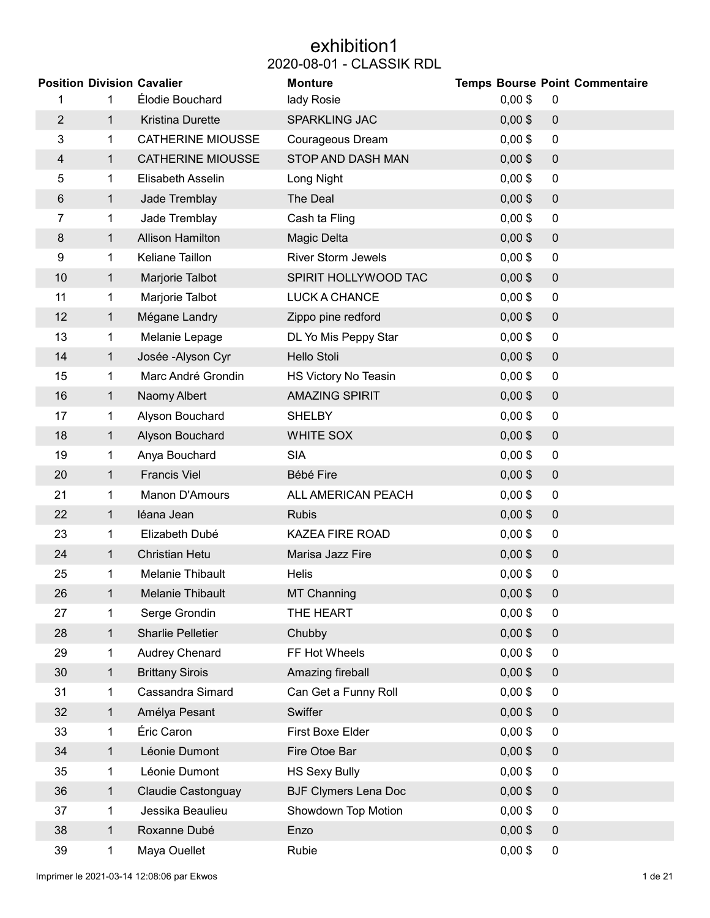# exhibition1

## 2020-08-01 - CLASSIK RDL

| Position | Division | Cavalier | Monture | Temps | Bourse | Point | Commentaire |
|---|---|---|---|---|---|---|---|
| 1 | 1 | Élodie Bouchard | lady Rosie | | 0,00 $ | 0 | |
| 2 | 1 | Kristina Durette | SPARKLING JAC | | 0,00 $ | 0 | |
| 3 | 1 | CATHERINE MIOUSSE | Courageous Dream | | 0,00 $ | 0 | |
| 4 | 1 | CATHERINE MIOUSSE | STOP AND DASH MAN | | 0,00 $ | 0 | |
| 5 | 1 | Elisabeth Asselin | Long Night | | 0,00 $ | 0 | |
| 6 | 1 | Jade Tremblay | The Deal | | 0,00 $ | 0 | |
| 7 | 1 | Jade Tremblay | Cash ta Fling | | 0,00 $ | 0 | |
| 8 | 1 | Allison Hamilton | Magic Delta | | 0,00 $ | 0 | |
| 9 | 1 | Keliane Taillon | River Storm Jewels | | 0,00 $ | 0 | |
| 10 | 1 | Marjorie Talbot | SPIRIT HOLLYWOOD TAC | | 0,00 $ | 0 | |
| 11 | 1 | Marjorie Talbot | LUCK A CHANCE | | 0,00 $ | 0 | |
| 12 | 1 | Mégane Landry | Zippo pine redford | | 0,00 $ | 0 | |
| 13 | 1 | Melanie Lepage | DL Yo Mis Peppy Star | | 0,00 $ | 0 | |
| 14 | 1 | Josée -Alyson Cyr | Hello Stoli | | 0,00 $ | 0 | |
| 15 | 1 | Marc André Grondin | HS Victory No Teasin | | 0,00 $ | 0 | |
| 16 | 1 | Naomy Albert | AMAZING SPIRIT | | 0,00 $ | 0 | |
| 17 | 1 | Alyson Bouchard | SHELBY | | 0,00 $ | 0 | |
| 18 | 1 | Alyson Bouchard | WHITE SOX | | 0,00 $ | 0 | |
| 19 | 1 | Anya Bouchard | SIA | | 0,00 $ | 0 | |
| 20 | 1 | Francis Viel | Bébé Fire | | 0,00 $ | 0 | |
| 21 | 1 | Manon D'Amours | ALL AMERICAN PEACH | | 0,00 $ | 0 | |
| 22 | 1 | léana Jean | Rubis | | 0,00 $ | 0 | |
| 23 | 1 | Elizabeth Dubé | KAZEA FIRE ROAD | | 0,00 $ | 0 | |
| 24 | 1 | Christian Hetu | Marisa Jazz Fire | | 0,00 $ | 0 | |
| 25 | 1 | Melanie Thibault | Helis | | 0,00 $ | 0 | |
| 26 | 1 | Melanie Thibault | MT Channing | | 0,00 $ | 0 | |
| 27 | 1 | Serge Grondin | THE HEART | | 0,00 $ | 0 | |
| 28 | 1 | Sharlie Pelletier | Chubby | | 0,00 $ | 0 | |
| 29 | 1 | Audrey Chenard | FF Hot Wheels | | 0,00 $ | 0 | |
| 30 | 1 | Brittany Sirois | Amazing fireball | | 0,00 $ | 0 | |
| 31 | 1 | Cassandra Simard | Can Get a Funny Roll | | 0,00 $ | 0 | |
| 32 | 1 | Amélya Pesant | Swiffer | | 0,00 $ | 0 | |
| 33 | 1 | Éric Caron | First Boxe Elder | | 0,00 $ | 0 | |
| 34 | 1 | Léonie Dumont | Fire Otoe Bar | | 0,00 $ | 0 | |
| 35 | 1 | Léonie Dumont | HS Sexy Bully | | 0,00 $ | 0 | |
| 36 | 1 | Claudie Castonguay | BJF Clymers Lena Doc | | 0,00 $ | 0 | |
| 37 | 1 | Jessika Beaulieu | Showdown Top Motion | | 0,00 $ | 0 | |
| 38 | 1 | Roxanne Dubé | Enzo | | 0,00 $ | 0 | |
| 39 | 1 | Maya Ouellet | Rubie | | 0,00 $ | 0 | |

Imprimer le 2021-03-14 12:08:06 par Ekwos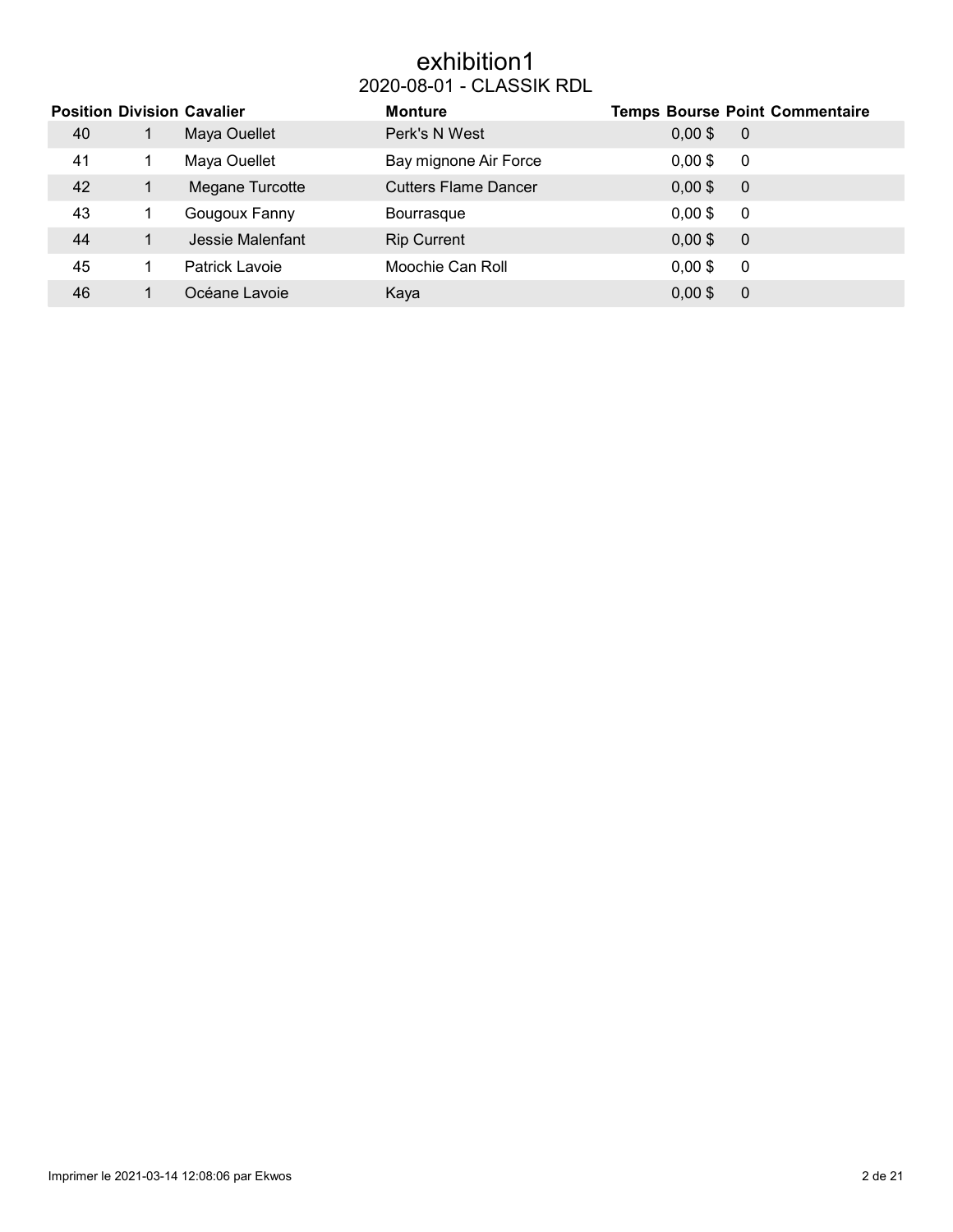# exhibition1

## 2020-08-01 - CLASSIK RDL

| Position | Division | Cavalier | Monture | Temps | Bourse | Point | Commentaire |
|---|---|---|---|---|---|---|---|
| 40 | 1 | Maya Ouellet | Perk's N West | | 0,00 $ | 0 | |
| 41 | 1 | Maya Ouellet | Bay mignone Air Force | | 0,00 $ | 0 | |
| 42 | 1 | Megane Turcotte | Cutters Flame Dancer | | 0,00 $ | 0 | |
| 43 | 1 | Gougoux Fanny | Bourrasque | | 0,00 $ | 0 | |
| 44 | 1 | Jessie Malenfant | Rip Current | | 0,00 $ | 0 | |
| 45 | 1 | Patrick Lavoie | Moochie Can Roll | | 0,00 $ | 0 | |
| 46 | 1 | Océane Lavoie | Kaya | | 0,00 $ | 0 | |

Imprimer le 2021-03-14 12:08:06 par Ekwos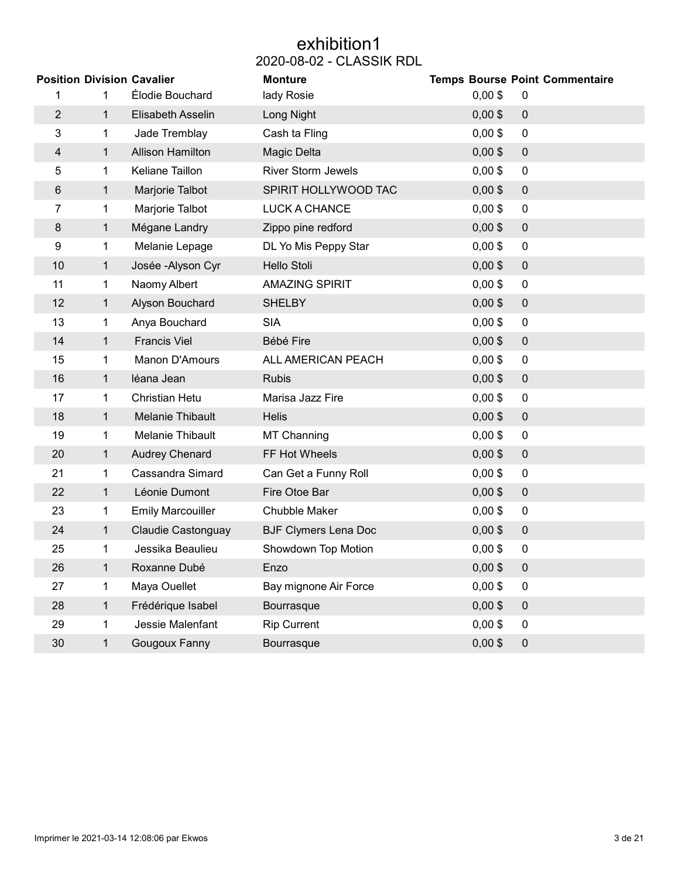# exhibition1

## 2020-08-02 - CLASSIK RDL

| Position | Division | Cavalier | Monture | Temps | Bourse | Point | Commentaire |
|---|---|---|---|---|---|---|---|
| 1 | 1 | Élodie Bouchard | lady Rosie | | 0,00 $ | 0 | |
| 2 | 1 | Elisabeth Asselin | Long Night | | 0,00 $ | 0 | |
| 3 | 1 | Jade Tremblay | Cash ta Fling | | 0,00 $ | 0 | |
| 4 | 1 | Allison Hamilton | Magic Delta | | 0,00 $ | 0 | |
| 5 | 1 | Keliane Taillon | River Storm Jewels | | 0,00 $ | 0 | |
| 6 | 1 | Marjorie Talbot | SPIRIT HOLLYWOOD TAC | | 0,00 $ | 0 | |
| 7 | 1 | Marjorie Talbot | LUCK A CHANCE | | 0,00 $ | 0 | |
| 8 | 1 | Mégane Landry | Zippo pine redford | | 0,00 $ | 0 | |
| 9 | 1 | Melanie Lepage | DL Yo Mis Peppy Star | | 0,00 $ | 0 | |
| 10 | 1 | Josée -Alyson Cyr | Hello Stoli | | 0,00 $ | 0 | |
| 11 | 1 | Naomy Albert | AMAZING SPIRIT | | 0,00 $ | 0 | |
| 12 | 1 | Alyson Bouchard | SHELBY | | 0,00 $ | 0 | |
| 13 | 1 | Anya Bouchard | SIA | | 0,00 $ | 0 | |
| 14 | 1 | Francis Viel | Bébé Fire | | 0,00 $ | 0 | |
| 15 | 1 | Manon D'Amours | ALL AMERICAN PEACH | | 0,00 $ | 0 | |
| 16 | 1 | léana Jean | Rubis | | 0,00 $ | 0 | |
| 17 | 1 | Christian Hetu | Marisa Jazz Fire | | 0,00 $ | 0 | |
| 18 | 1 | Melanie Thibault | Helis | | 0,00 $ | 0 | |
| 19 | 1 | Melanie Thibault | MT Channing | | 0,00 $ | 0 | |
| 20 | 1 | Audrey Chenard | FF Hot Wheels | | 0,00 $ | 0 | |
| 21 | 1 | Cassandra Simard | Can Get a Funny Roll | | 0,00 $ | 0 | |
| 22 | 1 | Léonie Dumont | Fire Otoe Bar | | 0,00 $ | 0 | |
| 23 | 1 | Emily Marcouiller | Chubble Maker | | 0,00 $ | 0 | |
| 24 | 1 | Claudie Castonguay | BJF Clymers Lena Doc | | 0,00 $ | 0 | |
| 25 | 1 | Jessika Beaulieu | Showdown Top Motion | | 0,00 $ | 0 | |
| 26 | 1 | Roxanne Dubé | Enzo | | 0,00 $ | 0 | |
| 27 | 1 | Maya Ouellet | Bay mignone Air Force | | 0,00 $ | 0 | |
| 28 | 1 | Frédérique Isabel | Bourrasque | | 0,00 $ | 0 | |
| 29 | 1 | Jessie Malenfant | Rip Current | | 0,00 $ | 0 | |
| 30 | 1 | Gougoux Fanny | Bourrasque | | 0,00 $ | 0 | |

Imprimer le 2021-03-14 12:08:06 par Ekwos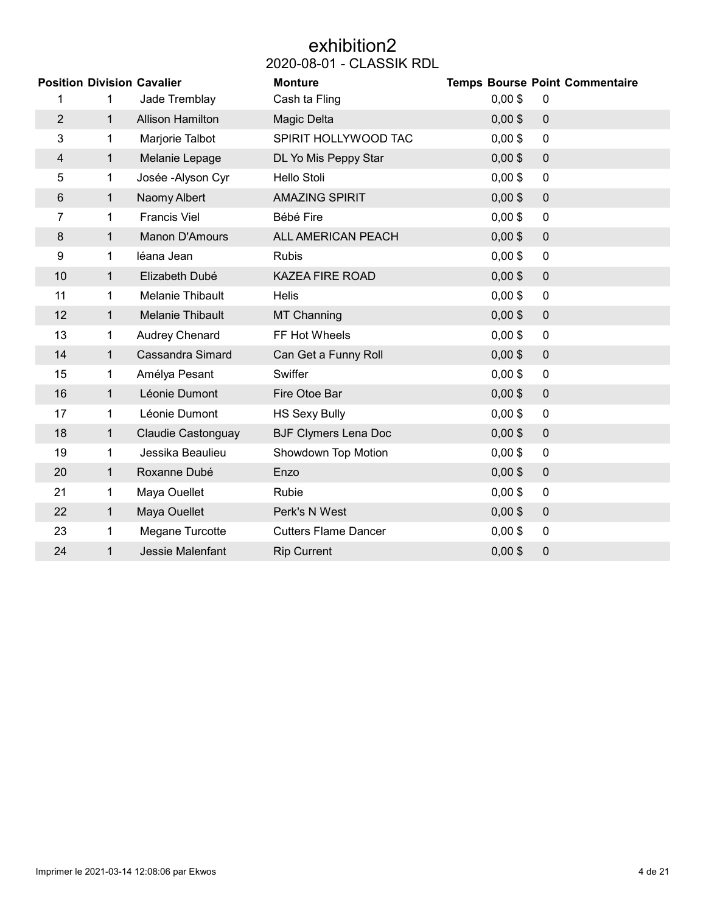# exhibition2

## 2020-08-01 - CLASSIK RDL

| Position | Division | Cavalier | Monture | Temps | Bourse | Point | Commentaire |
|---|---|---|---|---|---|---|---|
| 1 | 1 | Jade Tremblay | Cash ta Fling | | 0,00 $ | 0 | |
| 2 | 1 | Allison Hamilton | Magic Delta | | 0,00 $ | 0 | |
| 3 | 1 | Marjorie Talbot | SPIRIT HOLLYWOOD TAC | | 0,00 $ | 0 | |
| 4 | 1 | Melanie Lepage | DL Yo Mis Peppy Star | | 0,00 $ | 0 | |
| 5 | 1 | Josée -Alyson Cyr | Hello Stoli | | 0,00 $ | 0 | |
| 6 | 1 | Naomy Albert | AMAZING SPIRIT | | 0,00 $ | 0 | |
| 7 | 1 | Francis Viel | Bébé Fire | | 0,00 $ | 0 | |
| 8 | 1 | Manon D'Amours | ALL AMERICAN PEACH | | 0,00 $ | 0 | |
| 9 | 1 | léana Jean | Rubis | | 0,00 $ | 0 | |
| 10 | 1 | Elizabeth Dubé | KAZEA FIRE ROAD | | 0,00 $ | 0 | |
| 11 | 1 | Melanie Thibault | Helis | | 0,00 $ | 0 | |
| 12 | 1 | Melanie Thibault | MT Channing | | 0,00 $ | 0 | |
| 13 | 1 | Audrey Chenard | FF Hot Wheels | | 0,00 $ | 0 | |
| 14 | 1 | Cassandra Simard | Can Get a Funny Roll | | 0,00 $ | 0 | |
| 15 | 1 | Amélya Pesant | Swiffer | | 0,00 $ | 0 | |
| 16 | 1 | Léonie Dumont | Fire Otoe Bar | | 0,00 $ | 0 | |
| 17 | 1 | Léonie Dumont | HS Sexy Bully | | 0,00 $ | 0 | |
| 18 | 1 | Claudie Castonguay | BJF Clymers Lena Doc | | 0,00 $ | 0 | |
| 19 | 1 | Jessika Beaulieu | Showdown Top Motion | | 0,00 $ | 0 | |
| 20 | 1 | Roxanne Dubé | Enzo | | 0,00 $ | 0 | |
| 21 | 1 | Maya Ouellet | Rubie | | 0,00 $ | 0 | |
| 22 | 1 | Maya Ouellet | Perk's N West | | 0,00 $ | 0 | |
| 23 | 1 | Megane Turcotte | Cutters Flame Dancer | | 0,00 $ | 0 | |
| 24 | 1 | Jessie Malenfant | Rip Current | | 0,00 $ | 0 | |

Imprimer le 2021-03-14 12:08:06 par Ekwos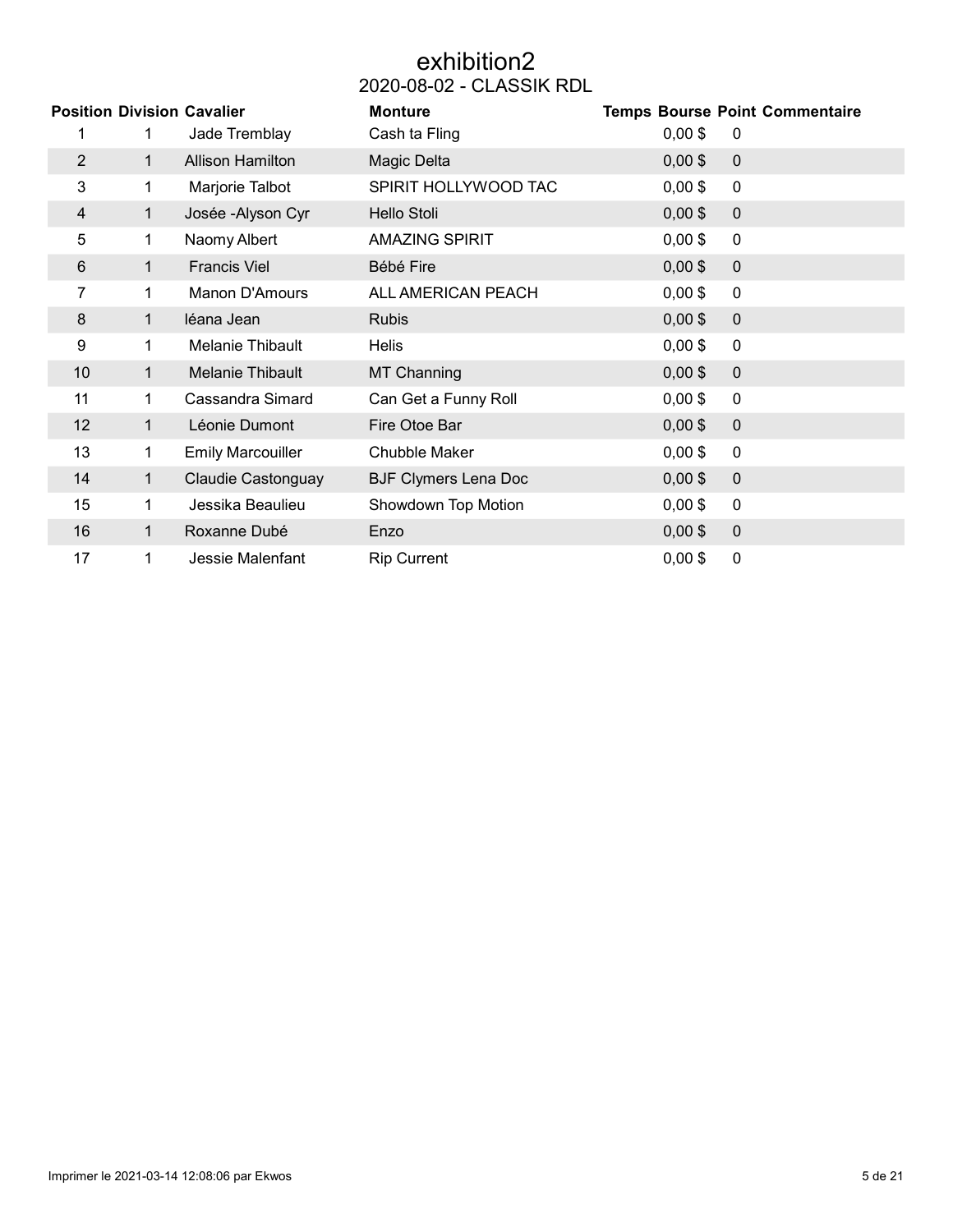# exhibition2

## 2020-08-02 - CLASSIK RDL

| Position | Division | Cavalier | Monture | Temps | Bourse | Point | Commentaire |
|---|---|---|---|---|---|---|---|
| 1 | 1 | Jade Tremblay | Cash ta Fling | | 0,00 $ | 0 | |
| 2 | 1 | Allison Hamilton | Magic Delta | | 0,00 $ | 0 | |
| 3 | 1 | Marjorie Talbot | SPIRIT HOLLYWOOD TAC | | 0,00 $ | 0 | |
| 4 | 1 | Josée -Alyson Cyr | Hello Stoli | | 0,00 $ | 0 | |
| 5 | 1 | Naomy Albert | AMAZING SPIRIT | | 0,00 $ | 0 | |
| 6 | 1 | Francis Viel | Bébé Fire | | 0,00 $ | 0 | |
| 7 | 1 | Manon D'Amours | ALL AMERICAN PEACH | | 0,00 $ | 0 | |
| 8 | 1 | léana Jean | Rubis | | 0,00 $ | 0 | |
| 9 | 1 | Melanie Thibault | Helis | | 0,00 $ | 0 | |
| 10 | 1 | Melanie Thibault | MT Channing | | 0,00 $ | 0 | |
| 11 | 1 | Cassandra Simard | Can Get a Funny Roll | | 0,00 $ | 0 | |
| 12 | 1 | Léonie Dumont | Fire Otoe Bar | | 0,00 $ | 0 | |
| 13 | 1 | Emily Marcouiller | Chubble Maker | | 0,00 $ | 0 | |
| 14 | 1 | Claudie Castonguay | BJF Clymers Lena Doc | | 0,00 $ | 0 | |
| 15 | 1 | Jessika Beaulieu | Showdown Top Motion | | 0,00 $ | 0 | |
| 16 | 1 | Roxanne Dubé | Enzo | | 0,00 $ | 0 | |
| 17 | 1 | Jessie Malenfant | Rip Current | | 0,00 $ | 0 | |

Imprimer le 2021-03-14 12:08:06 par Ekwos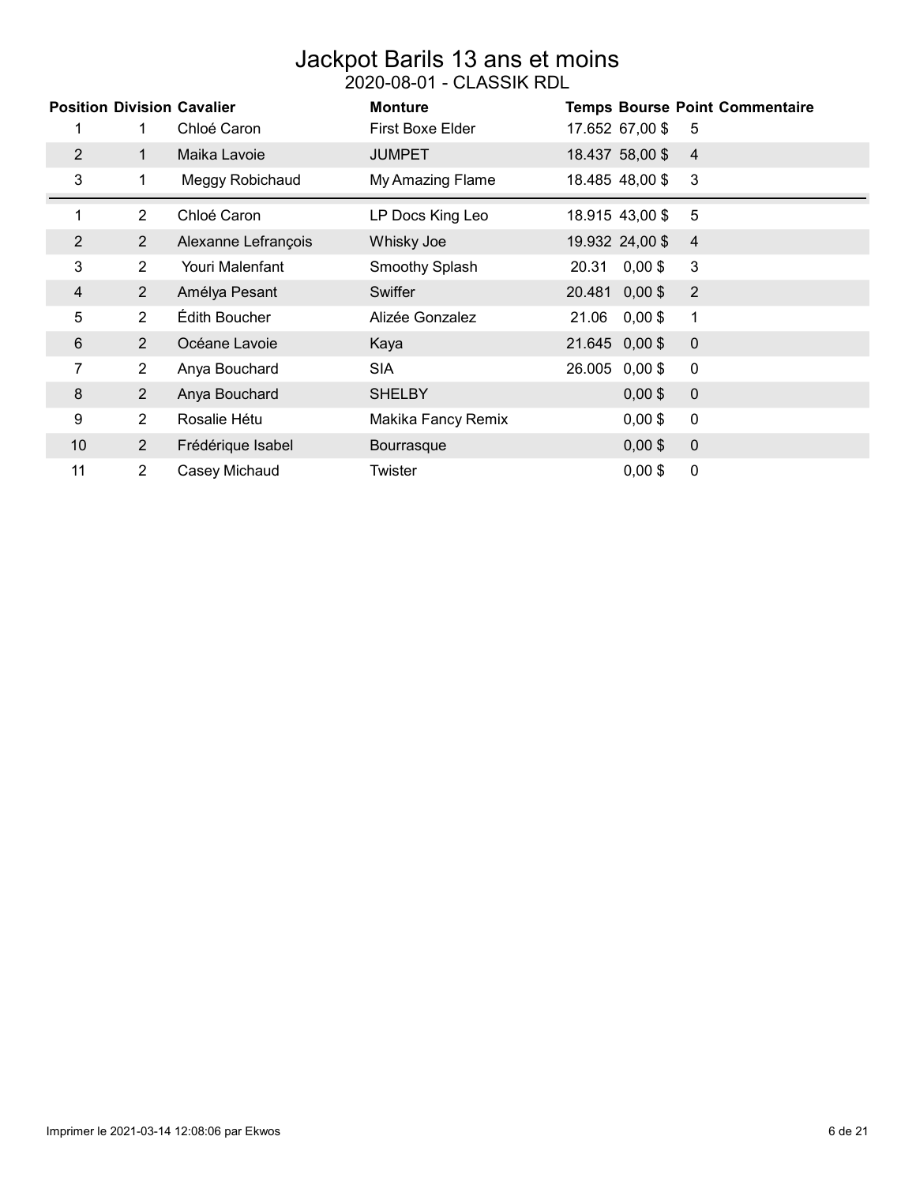# Jackpot Barils 13 ans et moins

## 2020-08-01 - CLASSIK RDL

| Position | Division | Cavalier | Monture | Temps | Bourse | Point | Commentaire |
|---|---|---|---|---|---|---|---|
| 1 | 1 | Chloé Caron | First Boxe Elder | 17.652 | 67,00 $ | 5 | |
| 2 | 1 | Maika Lavoie | JUMPET | 18.437 | 58,00 $ | 4 | |
| 3 | 1 | Meggy Robichaud | My Amazing Flame | 18.485 | 48,00 $ | 3 | |
| 1 | 2 | Chloé Caron | LP Docs King Leo | 18.915 | 43,00 $ | 5 | |
| 2 | 2 | Alexanne Lefrançois | Whisky Joe | 19.932 | 24,00 $ | 4 | |
| 3 | 2 | Youri Malenfant | Smoothy Splash | 20.31 | 0,00 $ | 3 | |
| 4 | 2 | Amélya Pesant | Swiffer | 20.481 | 0,00 $ | 2 | |
| 5 | 2 | Édith Boucher | Alizée Gonzalez | 21.06 | 0,00 $ | 1 | |
| 6 | 2 | Océane Lavoie | Kaya | 21.645 | 0,00 $ | 0 | |
| 7 | 2 | Anya Bouchard | SIA | 26.005 | 0,00 $ | 0 | |
| 8 | 2 | Anya Bouchard | SHELBY | | 0,00 $ | 0 | |
| 9 | 2 | Rosalie Hétu | Makika Fancy Remix | | 0,00 $ | 0 | |
| 10 | 2 | Frédérique Isabel | Bourrasque | | 0,00 $ | 0 | |
| 11 | 2 | Casey Michaud | Twister | | 0,00 $ | 0 | |

Imprimer le 2021-03-14 12:08:06 par Ekwos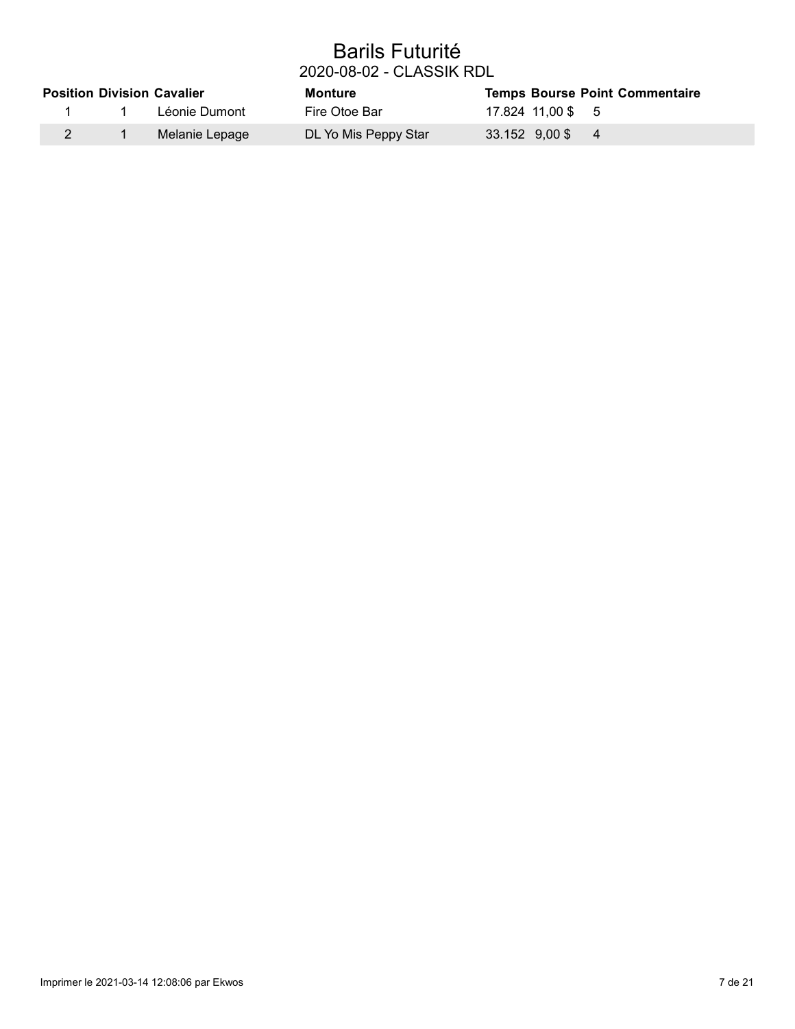# Barils Futurité

## 2020-08-02 - CLASSIK RDL

| Position | Division | Cavalier | Monture | Temps | Bourse | Point | Commentaire |
|---|---|---|---|---|---|---|---|
| 1 | 1 | Léonie Dumont | Fire Otoe Bar | 17.824 | 11,00 $ | 5 | |
| 2 | 1 | Melanie Lepage | DL Yo Mis Peppy Star | 33.152 | 9,00 $ | 4 | |

Imprimer le 2021-03-14 12:08:06 par Ekwos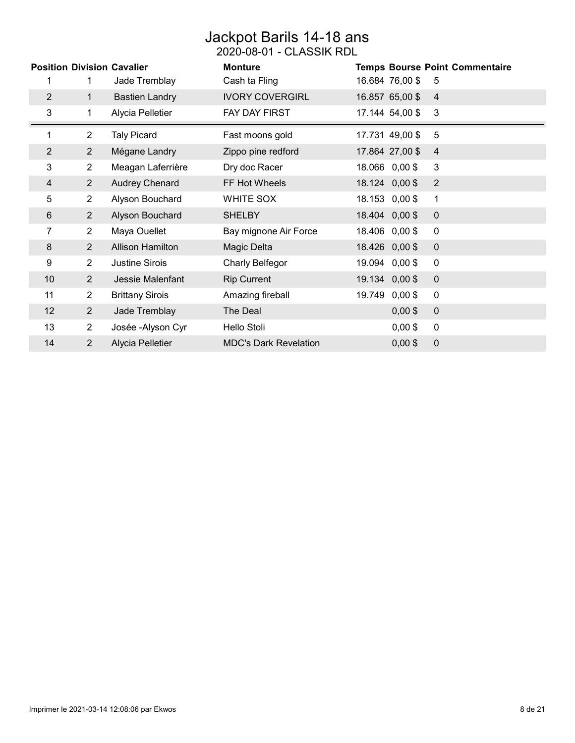# Jackpot Barils 14-18 ans

## 2020-08-01 - CLASSIK RDL

| Position | Division | Cavalier | Monture | Temps | Bourse | Point | Commentaire |
|---|---|---|---|---|---|---|---|
| 1 | 1 | Jade Tremblay | Cash ta Fling | 16.684 | 76,00 $ | 5 | |
| 2 | 1 | Bastien Landry | IVORY COVERGIRL | 16.857 | 65,00 $ | 4 | |
| 3 | 1 | Alycia Pelletier | FAY DAY FIRST | 17.144 | 54,00 $ | 3 | |
| 1 | 2 | Taly Picard | Fast moons gold | 17.731 | 49,00 $ | 5 | |
| 2 | 2 | Mégane Landry | Zippo pine redford | 17.864 | 27,00 $ | 4 | |
| 3 | 2 | Meagan Laferrière | Dry doc Racer | 18.066 | 0,00 $ | 3 | |
| 4 | 2 | Audrey Chenard | FF Hot Wheels | 18.124 | 0,00 $ | 2 | |
| 5 | 2 | Alyson Bouchard | WHITE SOX | 18.153 | 0,00 $ | 1 | |
| 6 | 2 | Alyson Bouchard | SHELBY | 18.404 | 0,00 $ | 0 | |
| 7 | 2 | Maya Ouellet | Bay mignone Air Force | 18.406 | 0,00 $ | 0 | |
| 8 | 2 | Allison Hamilton | Magic Delta | 18.426 | 0,00 $ | 0 | |
| 9 | 2 | Justine Sirois | Charly Belfegor | 19.094 | 0,00 $ | 0 | |
| 10 | 2 | Jessie Malenfant | Rip Current | 19.134 | 0,00 $ | 0 | |
| 11 | 2 | Brittany Sirois | Amazing fireball | 19.749 | 0,00 $ | 0 | |
| 12 | 2 | Jade Tremblay | The Deal | | 0,00 $ | 0 | |
| 13 | 2 | Josée -Alyson Cyr | Hello Stoli | | 0,00 $ | 0 | |
| 14 | 2 | Alycia Pelletier | MDC's Dark Revelation | | 0,00 $ | 0 | |

Imprimer le 2021-03-14 12:08:06 par Ekwos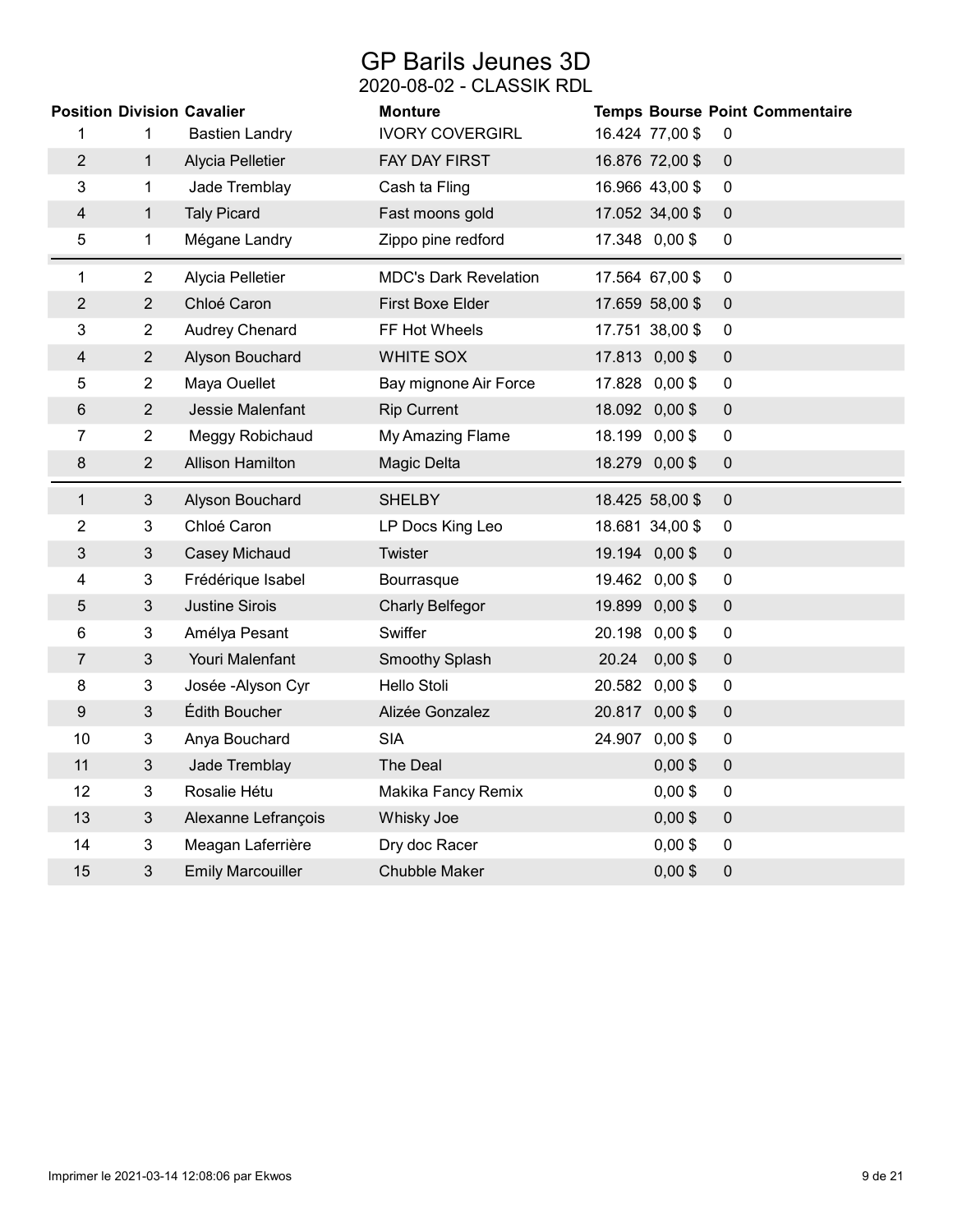# GP Barils Jeunes 3D

## 2020-08-02 - CLASSIK RDL

| Position | Division | Cavalier | Monture | Temps | Bourse | Point | Commentaire |
|---|---|---|---|---|---|---|---|
| 1 | 1 | Bastien Landry | IVORY COVERGIRL | 16.424 | 77,00 $ | 0 | |
| 2 | 1 | Alycia Pelletier | FAY DAY FIRST | 16.876 | 72,00 $ | 0 | |
| 3 | 1 | Jade Tremblay | Cash ta Fling | 16.966 | 43,00 $ | 0 | |
| 4 | 1 | Taly Picard | Fast moons gold | 17.052 | 34,00 $ | 0 | |
| 5 | 1 | Mégane Landry | Zippo pine redford | 17.348 | 0,00 $ | 0 | |
| 1 | 2 | Alycia Pelletier | MDC's Dark Revelation | 17.564 | 67,00 $ | 0 | |
| 2 | 2 | Chloé Caron | First Boxe Elder | 17.659 | 58,00 $ | 0 | |
| 3 | 2 | Audrey Chenard | FF Hot Wheels | 17.751 | 38,00 $ | 0 | |
| 4 | 2 | Alyson Bouchard | WHITE SOX | 17.813 | 0,00 $ | 0 | |
| 5 | 2 | Maya Ouellet | Bay mignone Air Force | 17.828 | 0,00 $ | 0 | |
| 6 | 2 | Jessie Malenfant | Rip Current | 18.092 | 0,00 $ | 0 | |
| 7 | 2 | Meggy Robichaud | My Amazing Flame | 18.199 | 0,00 $ | 0 | |
| 8 | 2 | Allison Hamilton | Magic Delta | 18.279 | 0,00 $ | 0 | |
| 1 | 3 | Alyson Bouchard | SHELBY | 18.425 | 58,00 $ | 0 | |
| 2 | 3 | Chloé Caron | LP Docs King Leo | 18.681 | 34,00 $ | 0 | |
| 3 | 3 | Casey Michaud | Twister | 19.194 | 0,00 $ | 0 | |
| 4 | 3 | Frédérique Isabel | Bourrasque | 19.462 | 0,00 $ | 0 | |
| 5 | 3 | Justine Sirois | Charly Belfegor | 19.899 | 0,00 $ | 0 | |
| 6 | 3 | Amélya Pesant | Swiffer | 20.198 | 0,00 $ | 0 | |
| 7 | 3 | Youri Malenfant | Smoothy Splash | 20.24 | 0,00 $ | 0 | |
| 8 | 3 | Josée -Alyson Cyr | Hello Stoli | 20.582 | 0,00 $ | 0 | |
| 9 | 3 | Édith Boucher | Alizée Gonzalez | 20.817 | 0,00 $ | 0 | |
| 10 | 3 | Anya Bouchard | SIA | 24.907 | 0,00 $ | 0 | |
| 11 | 3 | Jade Tremblay | The Deal | | 0,00 $ | 0 | |
| 12 | 3 | Rosalie Hétu | Makika Fancy Remix | | 0,00 $ | 0 | |
| 13 | 3 | Alexanne Lefrançois | Whisky Joe | | 0,00 $ | 0 | |
| 14 | 3 | Meagan Laferrière | Dry doc Racer | | 0,00 $ | 0 | |
| 15 | 3 | Emily Marcouiller | Chubble Maker | | 0,00 $ | 0 | |

Imprimer le 2021-03-14 12:08:06 par Ekwos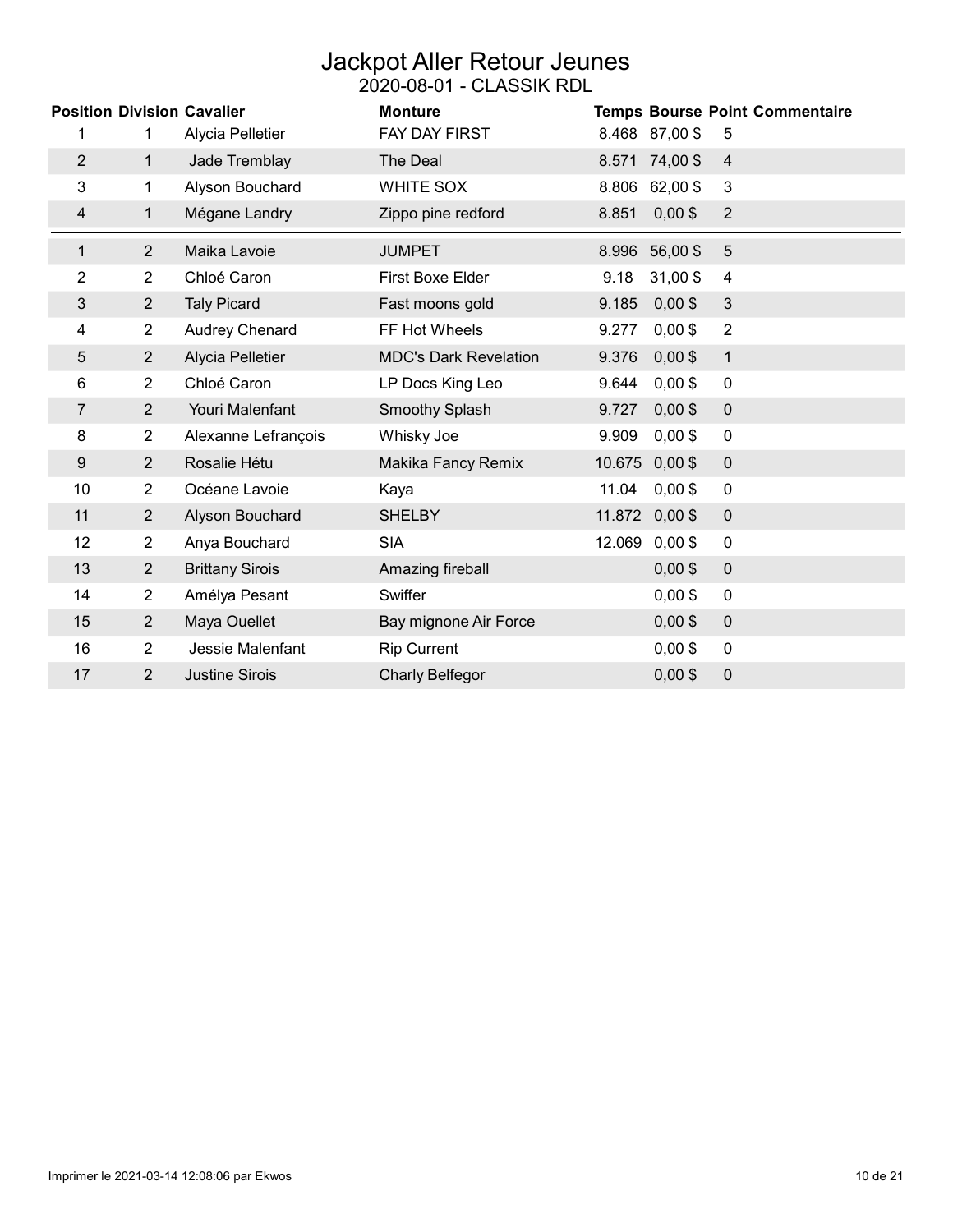# Jackpot Aller Retour Jeunes

2020-08-01 - CLASSIK RDL

| Position | Division | Cavalier | Monture | Temps | Bourse | Point | Commentaire |
|---|---|---|---|---|---|---|---|
| 1 | 1 | Alycia Pelletier | FAY DAY FIRST | 8.468 | 87,00 $ | 5 | |
| 2 | 1 | Jade Tremblay | The Deal | 8.571 | 74,00 $ | 4 | |
| 3 | 1 | Alyson Bouchard | WHITE SOX | 8.806 | 62,00 $ | 3 | |
| 4 | 1 | Mégane Landry | Zippo pine redford | 8.851 | 0,00 $ | 2 | |
| 1 | 2 | Maika Lavoie | JUMPET | 8.996 | 56,00 $ | 5 | |
| 2 | 2 | Chloé Caron | First Boxe Elder | 9.18 | 31,00 $ | 4 | |
| 3 | 2 | Taly Picard | Fast moons gold | 9.185 | 0,00 $ | 3 | |
| 4 | 2 | Audrey Chenard | FF Hot Wheels | 9.277 | 0,00 $ | 2 | |
| 5 | 2 | Alycia Pelletier | MDC's Dark Revelation | 9.376 | 0,00 $ | 1 | |
| 6 | 2 | Chloé Caron | LP Docs King Leo | 9.644 | 0,00 $ | 0 | |
| 7 | 2 | Youri Malenfant | Smoothy Splash | 9.727 | 0,00 $ | 0 | |
| 8 | 2 | Alexanne Lefrançois | Whisky Joe | 9.909 | 0,00 $ | 0 | |
| 9 | 2 | Rosalie Hétu | Makika Fancy Remix | 10.675 | 0,00 $ | 0 | |
| 10 | 2 | Océane Lavoie | Kaya | 11.04 | 0,00 $ | 0 | |
| 11 | 2 | Alyson Bouchard | SHELBY | 11.872 | 0,00 $ | 0 | |
| 12 | 2 | Anya Bouchard | SIA | 12.069 | 0,00 $ | 0 | |
| 13 | 2 | Brittany Sirois | Amazing fireball | | 0,00 $ | 0 | |
| 14 | 2 | Amélya Pesant | Swiffer | | 0,00 $ | 0 | |
| 15 | 2 | Maya Ouellet | Bay mignone Air Force | | 0,00 $ | 0 | |
| 16 | 2 | Jessie Malenfant | Rip Current | | 0,00 $ | 0 | |
| 17 | 2 | Justine Sirois | Charly Belfegor | | 0,00 $ | 0 | |

Imprimer le 2021-03-14 12:08:06 par Ekwos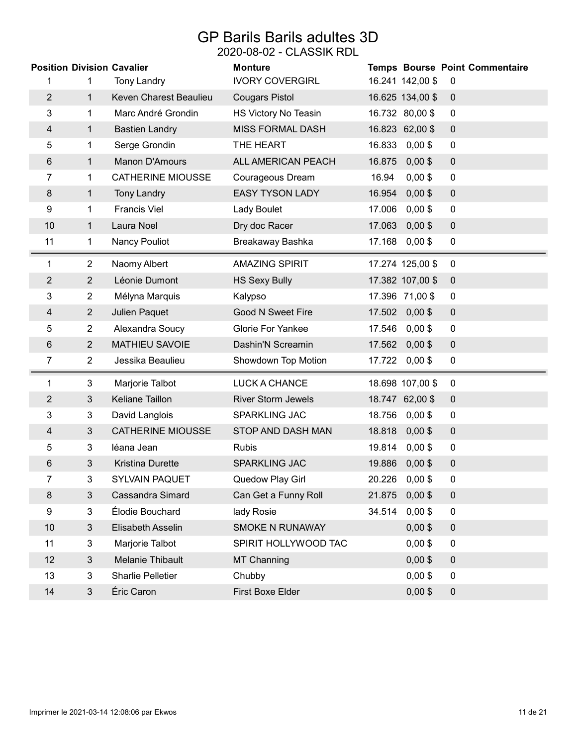# GP Barils Barils adultes 3D

## 2020-08-02 - CLASSIK RDL

| Position | Division | Cavalier | Monture | Temps | Bourse | Point | Commentaire |
|---|---|---|---|---|---|---|---|
| 1 | 1 | Tony Landry | IVORY COVERGIRL | 16.241 | 142,00 $ | 0 | |
| 2 | 1 | Keven Charest Beaulieu | Cougars Pistol | 16.625 | 134,00 $ | 0 | |
| 3 | 1 | Marc André Grondin | HS Victory No Teasin | 16.732 | 80,00 $ | 0 | |
| 4 | 1 | Bastien Landry | MISS FORMAL DASH | 16.823 | 62,00 $ | 0 | |
| 5 | 1 | Serge Grondin | THE HEART | 16.833 | 0,00 $ | 0 | |
| 6 | 1 | Manon D'Amours | ALL AMERICAN PEACH | 16.875 | 0,00 $ | 0 | |
| 7 | 1 | CATHERINE MIOUSSE | Courageous Dream | 16.94 | 0,00 $ | 0 | |
| 8 | 1 | Tony Landry | EASY TYSON LADY | 16.954 | 0,00 $ | 0 | |
| 9 | 1 | Francis Viel | Lady Boulet | 17.006 | 0,00 $ | 0 | |
| 10 | 1 | Laura Noel | Dry doc Racer | 17.063 | 0,00 $ | 0 | |
| 11 | 1 | Nancy Pouliot | Breakaway Bashka | 17.168 | 0,00 $ | 0 | |
| 1 | 2 | Naomy Albert | AMAZING SPIRIT | 17.274 | 125,00 $ | 0 | |
| 2 | 2 | Léonie Dumont | HS Sexy Bully | 17.382 | 107,00 $ | 0 | |
| 3 | 2 | Mélyna Marquis | Kalypso | 17.396 | 71,00 $ | 0 | |
| 4 | 2 | Julien Paquet | Good N Sweet Fire | 17.502 | 0,00 $ | 0 | |
| 5 | 2 | Alexandra Soucy | Glorie For Yankee | 17.546 | 0,00 $ | 0 | |
| 6 | 2 | MATHIEU SAVOIE | Dashin'N Screamin | 17.562 | 0,00 $ | 0 | |
| 7 | 2 | Jessika Beaulieu | Showdown Top Motion | 17.722 | 0,00 $ | 0 | |
| 1 | 3 | Marjorie Talbot | LUCK A CHANCE | 18.698 | 107,00 $ | 0 | |
| 2 | 3 | Keliane Taillon | River Storm Jewels | 18.747 | 62,00 $ | 0 | |
| 3 | 3 | David Langlois | SPARKLING JAC | 18.756 | 0,00 $ | 0 | |
| 4 | 3 | CATHERINE MIOUSSE | STOP AND DASH MAN | 18.818 | 0,00 $ | 0 | |
| 5 | 3 | léana Jean | Rubis | 19.814 | 0,00 $ | 0 | |
| 6 | 3 | Kristina Durette | SPARKLING JAC | 19.886 | 0,00 $ | 0 | |
| 7 | 3 | SYLVAIN PAQUET | Quedow Play Girl | 20.226 | 0,00 $ | 0 | |
| 8 | 3 | Cassandra Simard | Can Get a Funny Roll | 21.875 | 0,00 $ | 0 | |
| 9 | 3 | Élodie Bouchard | lady Rosie | 34.514 | 0,00 $ | 0 | |
| 10 | 3 | Elisabeth Asselin | SMOKE N RUNAWAY | | 0,00 $ | 0 | |
| 11 | 3 | Marjorie Talbot | SPIRIT HOLLYWOOD TAC | | 0,00 $ | 0 | |
| 12 | 3 | Melanie Thibault | MT Channing | | 0,00 $ | 0 | |
| 13 | 3 | Sharlie Pelletier | Chubby | | 0,00 $ | 0 | |
| 14 | 3 | Éric Caron | First Boxe Elder | | 0,00 $ | 0 | |

Imprimer le 2021-03-14 12:08:06 par Ekwos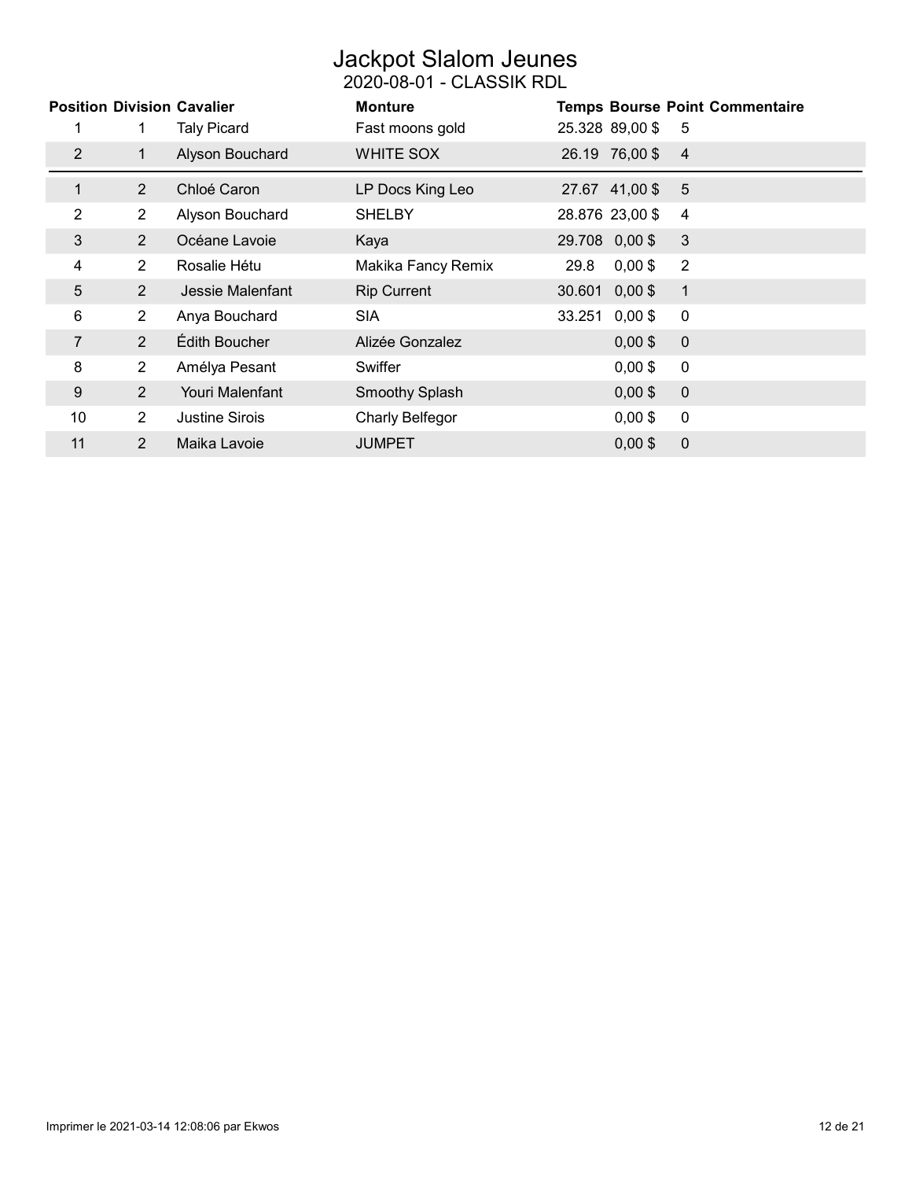# Jackpot Slalom Jeunes

2020-08-01 - CLASSIK RDL

| Position | Division | Cavalier | Monture | Temps | Bourse | Point | Commentaire |
|---|---|---|---|---|---|---|---|
| 1 | 1 | Taly Picard | Fast moons gold | 25.328 | 89,00 $ | 5 | |
| 2 | 1 | Alyson Bouchard | WHITE SOX | 26.19 | 76,00 $ | 4 | |
| 1 | 2 | Chloé Caron | LP Docs King Leo | 27.67 | 41,00 $ | 5 | |
| 2 | 2 | Alyson Bouchard | SHELBY | 28.876 | 23,00 $ | 4 | |
| 3 | 2 | Océane Lavoie | Kaya | 29.708 | 0,00 $ | 3 | |
| 4 | 2 | Rosalie Hétu | Makika Fancy Remix | 29.8 | 0,00 $ | 2 | |
| 5 | 2 | Jessie Malenfant | Rip Current | 30.601 | 0,00 $ | 1 | |
| 6 | 2 | Anya Bouchard | SIA | 33.251 | 0,00 $ | 0 | |
| 7 | 2 | Édith Boucher | Alizée Gonzalez | | 0,00 $ | 0 | |
| 8 | 2 | Amélya Pesant | Swiffer | | 0,00 $ | 0 | |
| 9 | 2 | Youri Malenfant | Smoothy Splash | | 0,00 $ | 0 | |
| 10 | 2 | Justine Sirois | Charly Belfegor | | 0,00 $ | 0 | |
| 11 | 2 | Maika Lavoie | JUMPET | | 0,00 $ | 0 | |

Imprimer le 2021-03-14 12:08:06 par Ekwos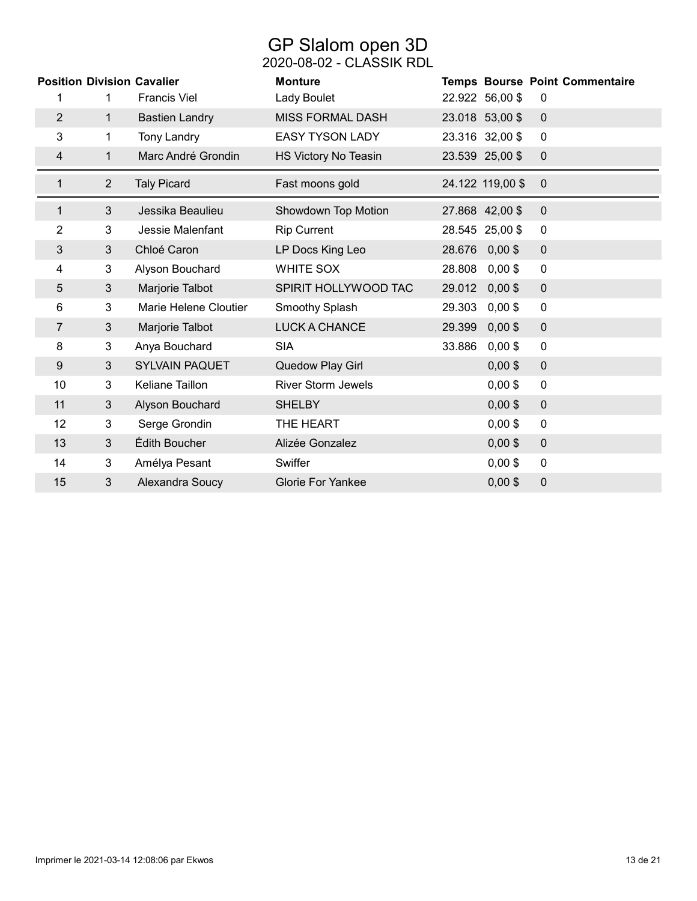# GP Slalom open 3D

## 2020-08-02 - CLASSIK RDL

| Position | Division | Cavalier | Monture | Temps | Bourse | Point | Commentaire |
|---|---|---|---|---|---|---|---|
| 1 | 1 | Francis Viel | Lady Boulet | 22.922 | 56,00 $ | 0 | |
| 2 | 1 | Bastien Landry | MISS FORMAL DASH | 23.018 | 53,00 $ | 0 | |
| 3 | 1 | Tony Landry | EASY TYSON LADY | 23.316 | 32,00 $ | 0 | |
| 4 | 1 | Marc André Grondin | HS Victory No Teasin | 23.539 | 25,00 $ | 0 | |
| 1 | 2 | Taly Picard | Fast moons gold | 24.122 | 119,00 $ | 0 | |
| 1 | 3 | Jessika Beaulieu | Showdown Top Motion | 27.868 | 42,00 $ | 0 | |
| 2 | 3 | Jessie Malenfant | Rip Current | 28.545 | 25,00 $ | 0 | |
| 3 | 3 | Chloé Caron | LP Docs King Leo | 28.676 | 0,00 $ | 0 | |
| 4 | 3 | Alyson Bouchard | WHITE SOX | 28.808 | 0,00 $ | 0 | |
| 5 | 3 | Marjorie Talbot | SPIRIT HOLLYWOOD TAC | 29.012 | 0,00 $ | 0 | |
| 6 | 3 | Marie Helene Cloutier | Smoothy Splash | 29.303 | 0,00 $ | 0 | |
| 7 | 3 | Marjorie Talbot | LUCK A CHANCE | 29.399 | 0,00 $ | 0 | |
| 8 | 3 | Anya Bouchard | SIA | 33.886 | 0,00 $ | 0 | |
| 9 | 3 | SYLVAIN PAQUET | Quedow Play Girl | | 0,00 $ | 0 | |
| 10 | 3 | Keliane Taillon | River Storm Jewels | | 0,00 $ | 0 | |
| 11 | 3 | Alyson Bouchard | SHELBY | | 0,00 $ | 0 | |
| 12 | 3 | Serge Grondin | THE HEART | | 0,00 $ | 0 | |
| 13 | 3 | Édith Boucher | Alizée Gonzalez | | 0,00 $ | 0 | |
| 14 | 3 | Amélya Pesant | Swiffer | | 0,00 $ | 0 | |
| 15 | 3 | Alexandra Soucy | Glorie For Yankee | | 0,00 $ | 0 | |

Imprimer le 2021-03-14 12:08:06 par Ekwos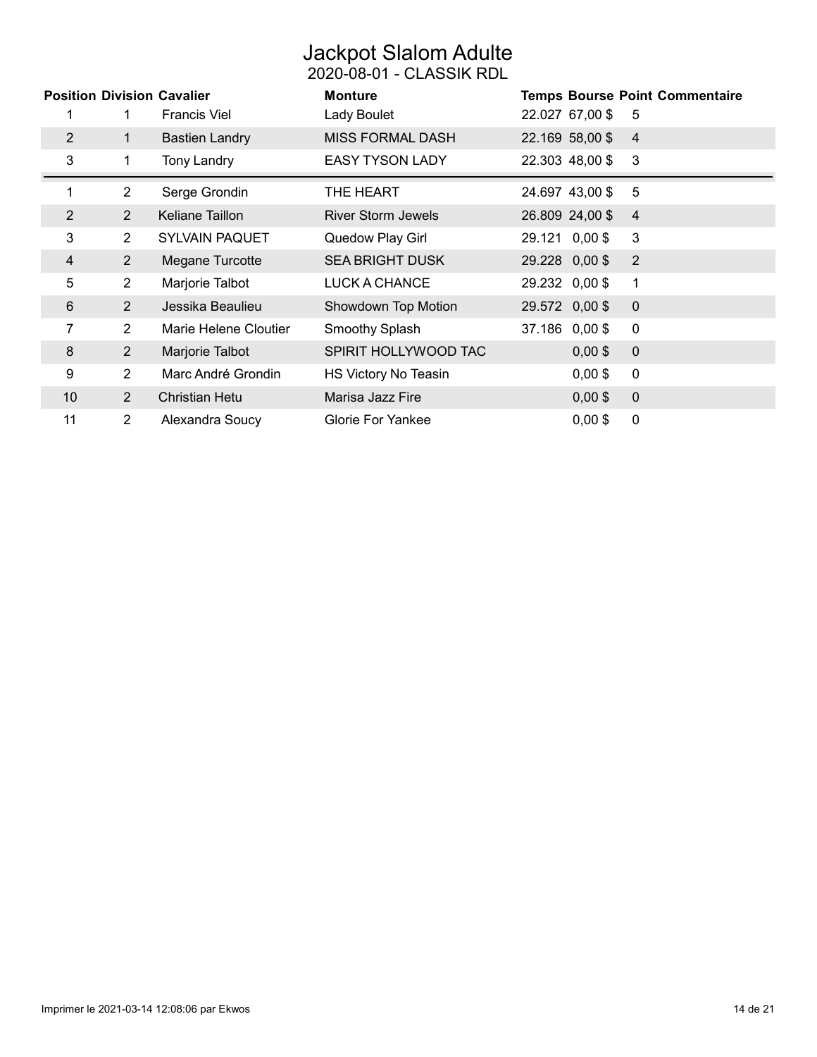# Jackpot Slalom Adulte

## 2020-08-01 - CLASSIK RDL

| Position | Division | Cavalier | Monture | Temps | Bourse | Point | Commentaire |
|---|---|---|---|---|---|---|---|
| 1 | 1 | Francis Viel | Lady Boulet | 22.027 | 67,00 $ | 5 | |
| 2 | 1 | Bastien Landry | MISS FORMAL DASH | 22.169 | 58,00 $ | 4 | |
| 3 | 1 | Tony Landry | EASY TYSON LADY | 22.303 | 48,00 $ | 3 | |
| 1 | 2 | Serge Grondin | THE HEART | 24.697 | 43,00 $ | 5 | |
| 2 | 2 | Keliane Taillon | River Storm Jewels | 26.809 | 24,00 $ | 4 | |
| 3 | 2 | SYLVAIN PAQUET | Quedow Play Girl | 29.121 | 0,00 $ | 3 | |
| 4 | 2 | Megane Turcotte | SEA BRIGHT DUSK | 29.228 | 0,00 $ | 2 | |
| 5 | 2 | Marjorie Talbot | LUCK A CHANCE | 29.232 | 0,00 $ | 1 | |
| 6 | 2 | Jessika Beaulieu | Showdown Top Motion | 29.572 | 0,00 $ | 0 | |
| 7 | 2 | Marie Helene Cloutier | Smoothy Splash | 37.186 | 0,00 $ | 0 | |
| 8 | 2 | Marjorie Talbot | SPIRIT HOLLYWOOD TAC | | 0,00 $ | 0 | |
| 9 | 2 | Marc André Grondin | HS Victory No Teasin | | 0,00 $ | 0 | |
| 10 | 2 | Christian Hetu | Marisa Jazz Fire | | 0,00 $ | 0 | |
| 11 | 2 | Alexandra Soucy | Glorie For Yankee | | 0,00 $ | 0 | |

Imprimer le 2021-03-14 12:08:06 par Ekwos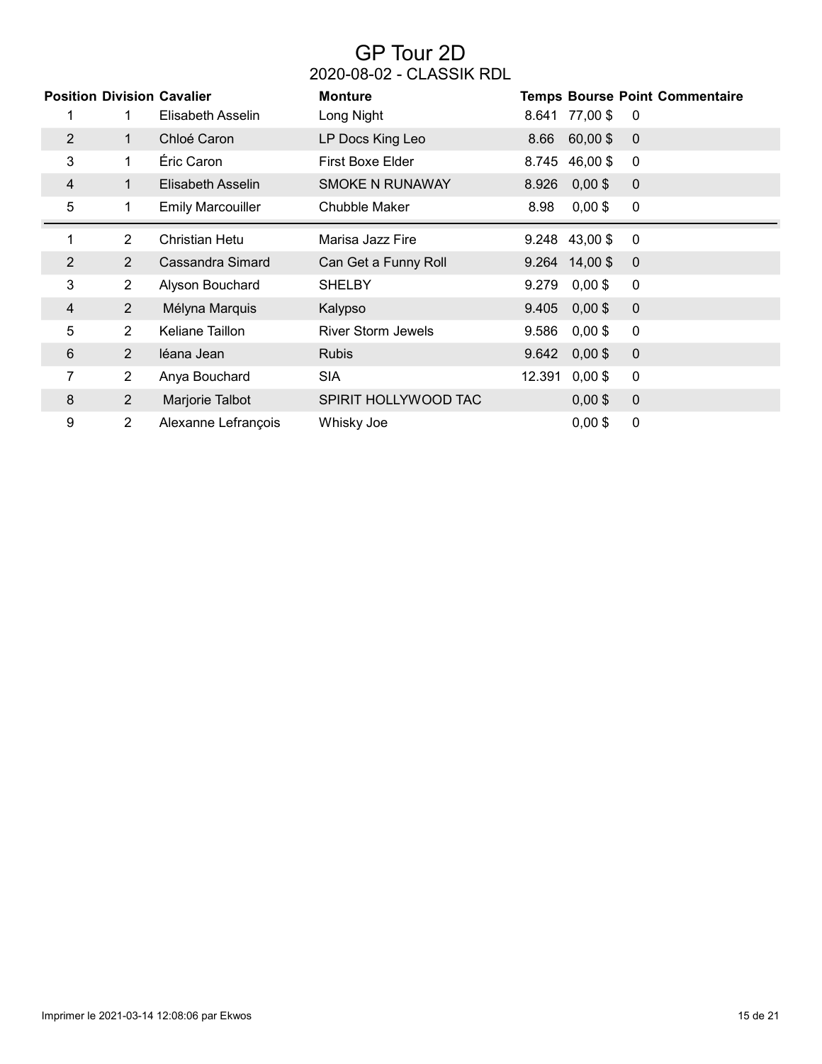# GP Tour 2D

## 2020-08-02 - CLASSIK RDL

| Position | Division | Cavalier | Monture | Temps | Bourse | Point | Commentaire |
|---|---|---|---|---|---|---|---|
| 1 | 1 | Elisabeth Asselin | Long Night | 8.641 | 77,00 $ | 0 | |
| 2 | 1 | Chloé Caron | LP Docs King Leo | 8.66 | 60,00 $ | 0 | |
| 3 | 1 | Éric Caron | First Boxe Elder | 8.745 | 46,00 $ | 0 | |
| 4 | 1 | Elisabeth Asselin | SMOKE N RUNAWAY | 8.926 | 0,00 $ | 0 | |
| 5 | 1 | Emily Marcouiller | Chubble Maker | 8.98 | 0,00 $ | 0 | |
| 1 | 2 | Christian Hetu | Marisa Jazz Fire | 9.248 | 43,00 $ | 0 | |
| 2 | 2 | Cassandra Simard | Can Get a Funny Roll | 9.264 | 14,00 $ | 0 | |
| 3 | 2 | Alyson Bouchard | SHELBY | 9.279 | 0,00 $ | 0 | |
| 4 | 2 | Mélyna Marquis | Kalypso | 9.405 | 0,00 $ | 0 | |
| 5 | 2 | Keliane Taillon | River Storm Jewels | 9.586 | 0,00 $ | 0 | |
| 6 | 2 | léana Jean | Rubis | 9.642 | 0,00 $ | 0 | |
| 7 | 2 | Anya Bouchard | SIA | 12.391 | 0,00 $ | 0 | |
| 8 | 2 | Marjorie Talbot | SPIRIT HOLLYWOOD TAC | | 0,00 $ | 0 | |
| 9 | 2 | Alexanne Lefrançois | Whisky Joe | | 0,00 $ | 0 | |

Imprimer le 2021-03-14 12:08:06 par Ekwos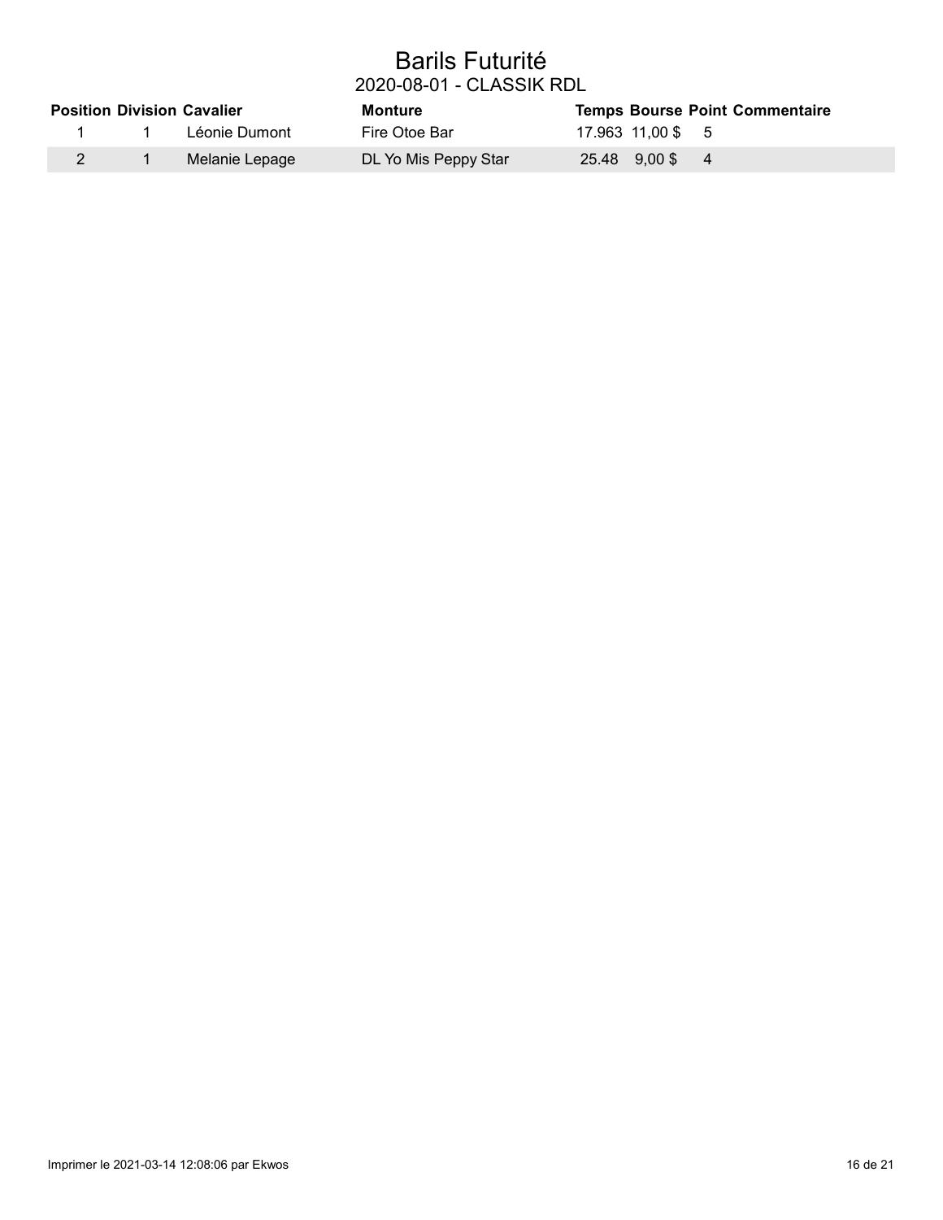# Barils Futurité

## 2020-08-01 - CLASSIK RDL

| Position | Division | Cavalier | Monture | Temps | Bourse | Point | Commentaire |
|---|---|---|---|---|---|---|---|
| 1 | 1 | Léonie Dumont | Fire Otoe Bar | 17.963 | 11,00 $ | 5 | |
| 2 | 1 | Melanie Lepage | DL Yo Mis Peppy Star | 25.48 | 9,00 $ | 4 | |

Imprimer le 2021-03-14 12:08:06 par Ekwos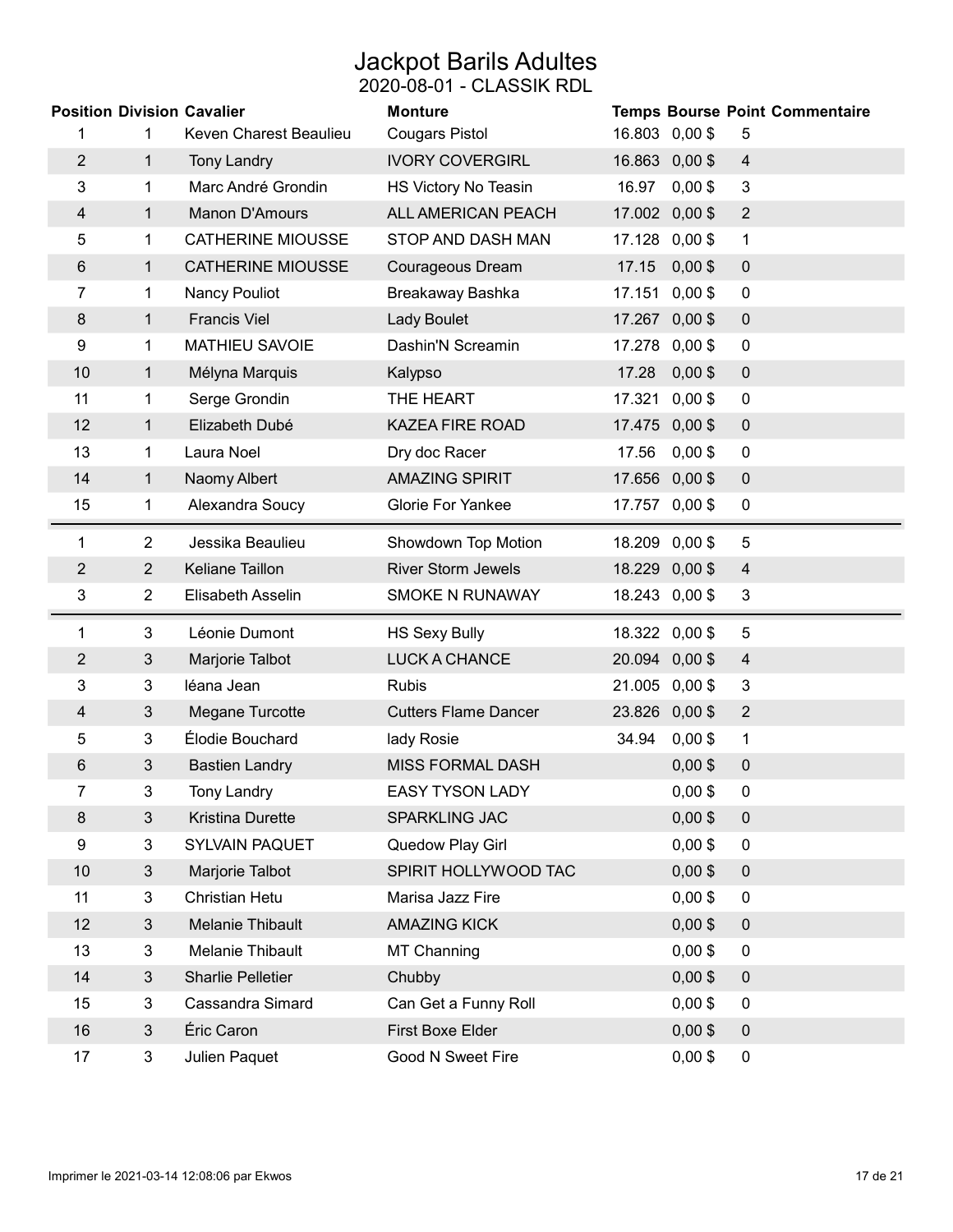# Jackpot Barils Adultes

## 2020-08-01 - CLASSIK RDL

| Position | Division | Cavalier | Monture | Temps | Bourse | Point | Commentaire |
|---|---|---|---|---|---|---|---|
| 1 | 1 | Keven Charest Beaulieu | Cougars Pistol | 16.803 | 0,00 $ | 5 | |
| 2 | 1 | Tony Landry | IVORY COVERGIRL | 16.863 | 0,00 $ | 4 | |
| 3 | 1 | Marc André Grondin | HS Victory No Teasin | 16.97 | 0,00 $ | 3 | |
| 4 | 1 | Manon D'Amours | ALL AMERICAN PEACH | 17.002 | 0,00 $ | 2 | |
| 5 | 1 | CATHERINE MIOUSSE | STOP AND DASH MAN | 17.128 | 0,00 $ | 1 | |
| 6 | 1 | CATHERINE MIOUSSE | Courageous Dream | 17.15 | 0,00 $ | 0 | |
| 7 | 1 | Nancy Pouliot | Breakaway Bashka | 17.151 | 0,00 $ | 0 | |
| 8 | 1 | Francis Viel | Lady Boulet | 17.267 | 0,00 $ | 0 | |
| 9 | 1 | MATHIEU SAVOIE | Dashin'N Screamin | 17.278 | 0,00 $ | 0 | |
| 10 | 1 | Mélyna Marquis | Kalypso | 17.28 | 0,00 $ | 0 | |
| 11 | 1 | Serge Grondin | THE HEART | 17.321 | 0,00 $ | 0 | |
| 12 | 1 | Elizabeth Dubé | KAZEA FIRE ROAD | 17.475 | 0,00 $ | 0 | |
| 13 | 1 | Laura Noel | Dry doc Racer | 17.56 | 0,00 $ | 0 | |
| 14 | 1 | Naomy Albert | AMAZING SPIRIT | 17.656 | 0,00 $ | 0 | |
| 15 | 1 | Alexandra Soucy | Glorie For Yankee | 17.757 | 0,00 $ | 0 | |
| 1 | 2 | Jessika Beaulieu | Showdown Top Motion | 18.209 | 0,00 $ | 5 | |
| 2 | 2 | Keliane Taillon | River Storm Jewels | 18.229 | 0,00 $ | 4 | |
| 3 | 2 | Elisabeth Asselin | SMOKE N RUNAWAY | 18.243 | 0,00 $ | 3 | |
| 1 | 3 | Léonie Dumont | HS Sexy Bully | 18.322 | 0,00 $ | 5 | |
| 2 | 3 | Marjorie Talbot | LUCK A CHANCE | 20.094 | 0,00 $ | 4 | |
| 3 | 3 | léana Jean | Rubis | 21.005 | 0,00 $ | 3 | |
| 4 | 3 | Megane Turcotte | Cutters Flame Dancer | 23.826 | 0,00 $ | 2 | |
| 5 | 3 | Élodie Bouchard | lady Rosie | 34.94 | 0,00 $ | 1 | |
| 6 | 3 | Bastien Landry | MISS FORMAL DASH | | 0,00 $ | 0 | |
| 7 | 3 | Tony Landry | EASY TYSON LADY | | 0,00 $ | 0 | |
| 8 | 3 | Kristina Durette | SPARKLING JAC | | 0,00 $ | 0 | |
| 9 | 3 | SYLVAIN PAQUET | Quedow Play Girl | | 0,00 $ | 0 | |
| 10 | 3 | Marjorie Talbot | SPIRIT HOLLYWOOD TAC | | 0,00 $ | 0 | |
| 11 | 3 | Christian Hetu | Marisa Jazz Fire | | 0,00 $ | 0 | |
| 12 | 3 | Melanie Thibault | AMAZING KICK | | 0,00 $ | 0 | |
| 13 | 3 | Melanie Thibault | MT Channing | | 0,00 $ | 0 | |
| 14 | 3 | Sharlie Pelletier | Chubby | | 0,00 $ | 0 | |
| 15 | 3 | Cassandra Simard | Can Get a Funny Roll | | 0,00 $ | 0 | |
| 16 | 3 | Éric Caron | First Boxe Elder | | 0,00 $ | 0 | |
| 17 | 3 | Julien Paquet | Good N Sweet Fire | | 0,00 $ | 0 | |

Imprimer le 2021-03-14 12:08:06 par Ekwos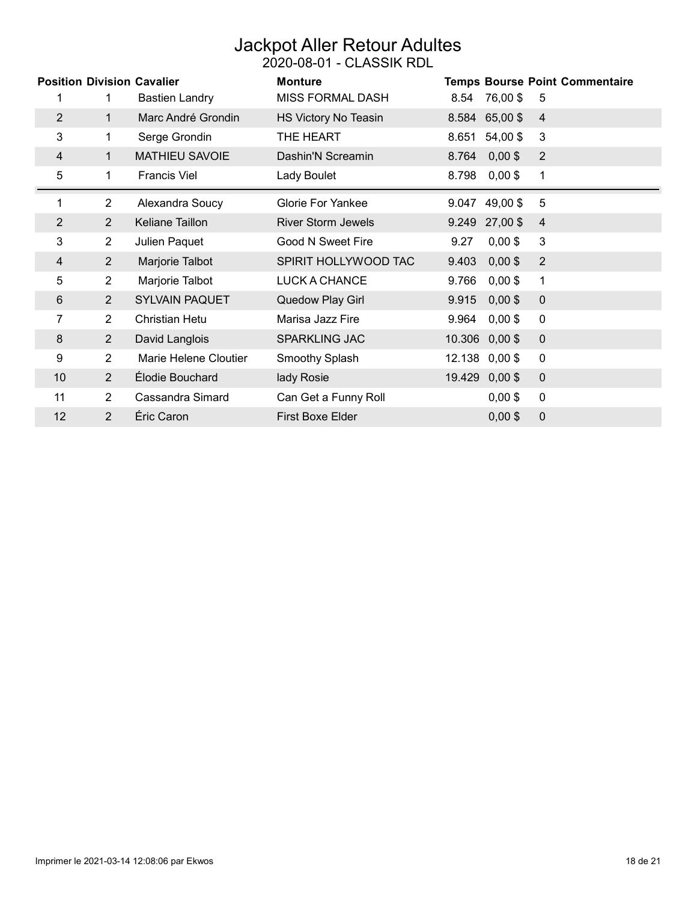# Jackpot Aller Retour Adultes

## 2020-08-01 - CLASSIK RDL

| Position | Division | Cavalier | Monture | Temps | Bourse | Point | Commentaire |
|---|---|---|---|---|---|---|---|
| 1 | 1 | Bastien Landry | MISS FORMAL DASH | 8.54 | 76,00 $ | 5 | |
| 2 | 1 | Marc André Grondin | HS Victory No Teasin | 8.584 | 65,00 $ | 4 | |
| 3 | 1 | Serge Grondin | THE HEART | 8.651 | 54,00 $ | 3 | |
| 4 | 1 | MATHIEU SAVOIE | Dashin'N Screamin | 8.764 | 0,00 $ | 2 | |
| 5 | 1 | Francis Viel | Lady Boulet | 8.798 | 0,00 $ | 1 | |
| 1 | 2 | Alexandra Soucy | Glorie For Yankee | 9.047 | 49,00 $ | 5 | |
| 2 | 2 | Keliane Taillon | River Storm Jewels | 9.249 | 27,00 $ | 4 | |
| 3 | 2 | Julien Paquet | Good N Sweet Fire | 9.27 | 0,00 $ | 3 | |
| 4 | 2 | Marjorie Talbot | SPIRIT HOLLYWOOD TAC | 9.403 | 0,00 $ | 2 | |
| 5 | 2 | Marjorie Talbot | LUCK A CHANCE | 9.766 | 0,00 $ | 1 | |
| 6 | 2 | SYLVAIN PAQUET | Quedow Play Girl | 9.915 | 0,00 $ | 0 | |
| 7 | 2 | Christian Hetu | Marisa Jazz Fire | 9.964 | 0,00 $ | 0 | |
| 8 | 2 | David Langlois | SPARKLING JAC | 10.306 | 0,00 $ | 0 | |
| 9 | 2 | Marie Helene Cloutier | Smoothy Splash | 12.138 | 0,00 $ | 0 | |
| 10 | 2 | Élodie Bouchard | lady Rosie | 19.429 | 0,00 $ | 0 | |
| 11 | 2 | Cassandra Simard | Can Get a Funny Roll | | 0,00 $ | 0 | |
| 12 | 2 | Éric Caron | First Boxe Elder | | 0,00 $ | 0 | |

Imprimer le 2021-03-14 12:08:06 par Ekwos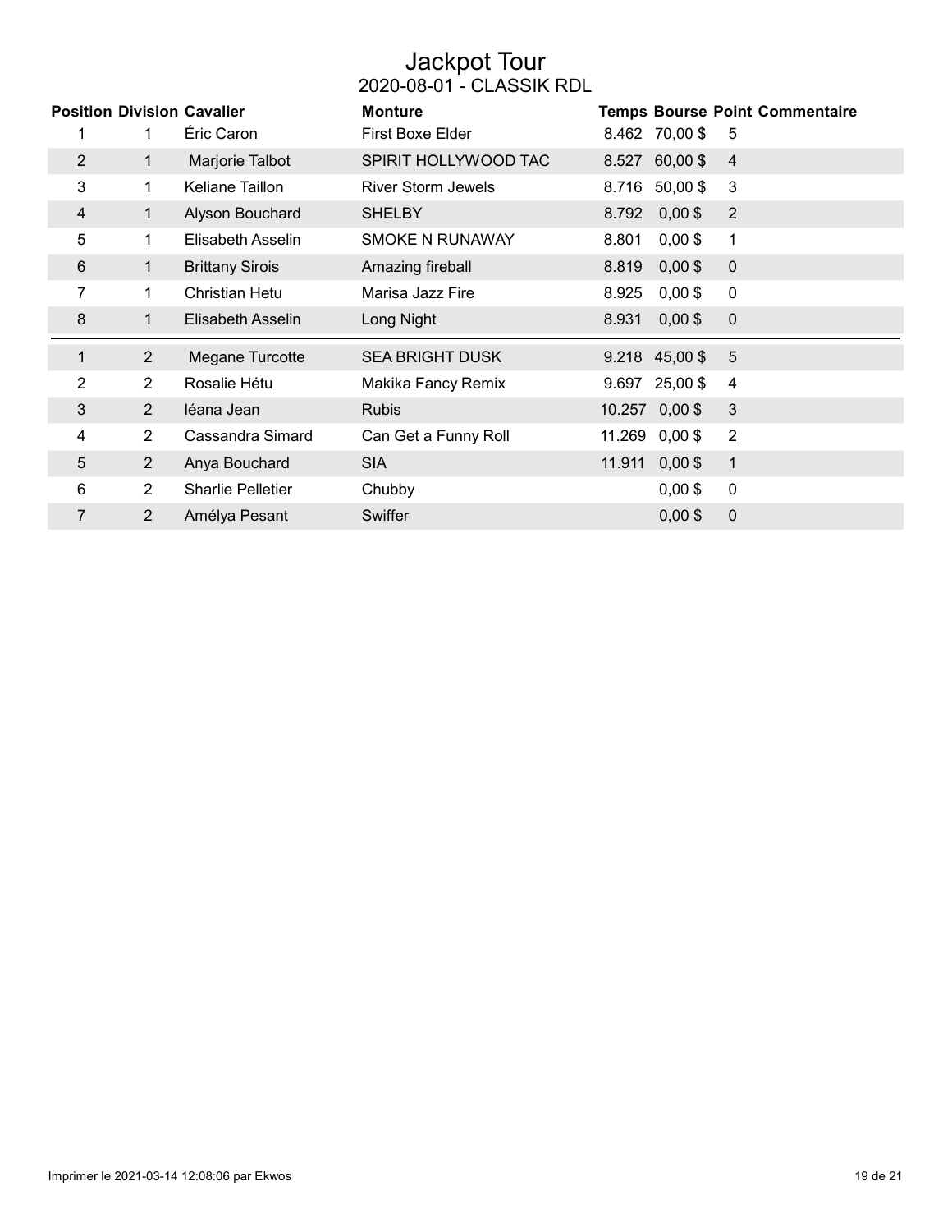# Jackpot Tour

## 2020-08-01 - CLASSIK RDL

| Position | Division | Cavalier | Monture | Temps | Bourse | Point | Commentaire |
|---|---|---|---|---|---|---|---|
| 1 | 1 | Éric Caron | First Boxe Elder | 8.462 | 70,00 $ | 5 | |
| 2 | 1 | Marjorie Talbot | SPIRIT HOLLYWOOD TAC | 8.527 | 60,00 $ | 4 | |
| 3 | 1 | Keliane Taillon | River Storm Jewels | 8.716 | 50,00 $ | 3 | |
| 4 | 1 | Alyson Bouchard | SHELBY | 8.792 | 0,00 $ | 2 | |
| 5 | 1 | Elisabeth Asselin | SMOKE N RUNAWAY | 8.801 | 0,00 $ | 1 | |
| 6 | 1 | Brittany Sirois | Amazing fireball | 8.819 | 0,00 $ | 0 | |
| 7 | 1 | Christian Hetu | Marisa Jazz Fire | 8.925 | 0,00 $ | 0 | |
| 8 | 1 | Elisabeth Asselin | Long Night | 8.931 | 0,00 $ | 0 | |
| 1 | 2 | Megane Turcotte | SEA BRIGHT DUSK | 9.218 | 45,00 $ | 5 | |
| 2 | 2 | Rosalie Hétu | Makika Fancy Remix | 9.697 | 25,00 $ | 4 | |
| 3 | 2 | Iéana Jean | Rubis | 10.257 | 0,00 $ | 3 | |
| 4 | 2 | Cassandra Simard | Can Get a Funny Roll | 11.269 | 0,00 $ | 2 | |
| 5 | 2 | Anya Bouchard | SIA | 11.911 | 0,00 $ | 1 | |
| 6 | 2 | Sharlie Pelletier | Chubby | | 0,00 $ | 0 | |
| 7 | 2 | Amélya Pesant | Swiffer | | 0,00 $ | 0 | |

Imprimer le 2021-03-14 12:08:06 par Ekwos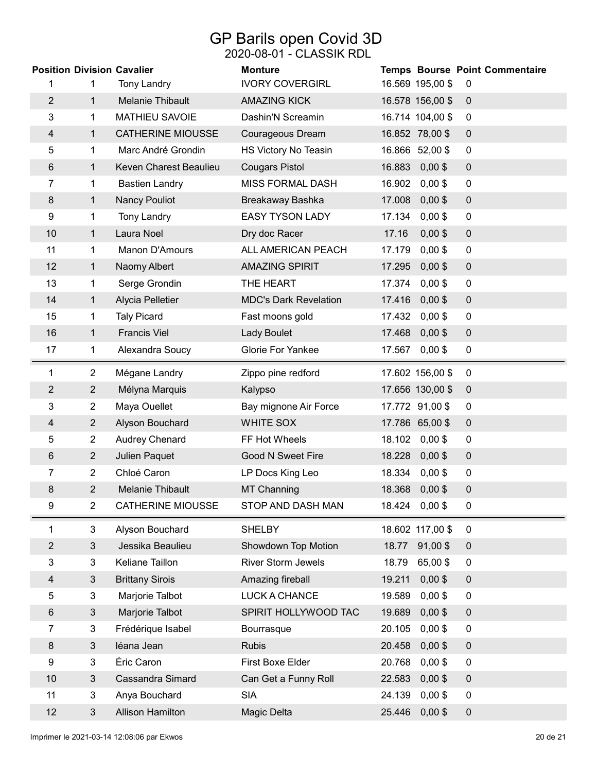# GP Barils open Covid 3D

## 2020-08-01 - CLASSIK RDL

| Position | Division | Cavalier | Monture | Temps | Bourse | Point | Commentaire |
|---|---|---|---|---|---|---|---|
| 1 | 1 | Tony Landry | IVORY COVERGIRL | 16.569 | 195,00 $ | 0 | |
| 2 | 1 | Melanie Thibault | AMAZING KICK | 16.578 | 156,00 $ | 0 | |
| 3 | 1 | MATHIEU SAVOIE | Dashin'N Screamin | 16.714 | 104,00 $ | 0 | |
| 4 | 1 | CATHERINE MIOUSSE | Courageous Dream | 16.852 | 78,00 $ | 0 | |
| 5 | 1 | Marc André Grondin | HS Victory No Teasin | 16.866 | 52,00 $ | 0 | |
| 6 | 1 | Keven Charest Beaulieu | Cougars Pistol | 16.883 | 0,00 $ | 0 | |
| 7 | 1 | Bastien Landry | MISS FORMAL DASH | 16.902 | 0,00 $ | 0 | |
| 8 | 1 | Nancy Pouliot | Breakaway Bashka | 17.008 | 0,00 $ | 0 | |
| 9 | 1 | Tony Landry | EASY TYSON LADY | 17.134 | 0,00 $ | 0 | |
| 10 | 1 | Laura Noel | Dry doc Racer | 17.16 | 0,00 $ | 0 | |
| 11 | 1 | Manon D'Amours | ALL AMERICAN PEACH | 17.179 | 0,00 $ | 0 | |
| 12 | 1 | Naomy Albert | AMAZING SPIRIT | 17.295 | 0,00 $ | 0 | |
| 13 | 1 | Serge Grondin | THE HEART | 17.374 | 0,00 $ | 0 | |
| 14 | 1 | Alycia Pelletier | MDC's Dark Revelation | 17.416 | 0,00 $ | 0 | |
| 15 | 1 | Taly Picard | Fast moons gold | 17.432 | 0,00 $ | 0 | |
| 16 | 1 | Francis Viel | Lady Boulet | 17.468 | 0,00 $ | 0 | |
| 17 | 1 | Alexandra Soucy | Glorie For Yankee | 17.567 | 0,00 $ | 0 | |
| 1 | 2 | Mégane Landry | Zippo pine redford | 17.602 | 156,00 $ | 0 | |
| 2 | 2 | Mélyna Marquis | Kalypso | 17.656 | 130,00 $ | 0 | |
| 3 | 2 | Maya Ouellet | Bay mignone Air Force | 17.772 | 91,00 $ | 0 | |
| 4 | 2 | Alyson Bouchard | WHITE SOX | 17.786 | 65,00 $ | 0 | |
| 5 | 2 | Audrey Chenard | FF Hot Wheels | 18.102 | 0,00 $ | 0 | |
| 6 | 2 | Julien Paquet | Good N Sweet Fire | 18.228 | 0,00 $ | 0 | |
| 7 | 2 | Chloé Caron | LP Docs King Leo | 18.334 | 0,00 $ | 0 | |
| 8 | 2 | Melanie Thibault | MT Channing | 18.368 | 0,00 $ | 0 | |
| 9 | 2 | CATHERINE MIOUSSE | STOP AND DASH MAN | 18.424 | 0,00 $ | 0 | |
| 1 | 3 | Alyson Bouchard | SHELBY | 18.602 | 117,00 $ | 0 | |
| 2 | 3 | Jessika Beaulieu | Showdown Top Motion | 18.77 | 91,00 $ | 0 | |
| 3 | 3 | Keliane Taillon | River Storm Jewels | 18.79 | 65,00 $ | 0 | |
| 4 | 3 | Brittany Sirois | Amazing fireball | 19.211 | 0,00 $ | 0 | |
| 5 | 3 | Marjorie Talbot | LUCK A CHANCE | 19.589 | 0,00 $ | 0 | |
| 6 | 3 | Marjorie Talbot | SPIRIT HOLLYWOOD TAC | 19.689 | 0,00 $ | 0 | |
| 7 | 3 | Frédérique Isabel | Bourrasque | 20.105 | 0,00 $ | 0 | |
| 8 | 3 | léana Jean | Rubis | 20.458 | 0,00 $ | 0 | |
| 9 | 3 | Éric Caron | First Boxe Elder | 20.768 | 0,00 $ | 0 | |
| 10 | 3 | Cassandra Simard | Can Get a Funny Roll | 22.583 | 0,00 $ | 0 | |
| 11 | 3 | Anya Bouchard | SIA | 24.139 | 0,00 $ | 0 | |
| 12 | 3 | Allison Hamilton | Magic Delta | 25.446 | 0,00 $ | 0 | |

Imprimer le 2021-03-14 12:08:06 par Ekwos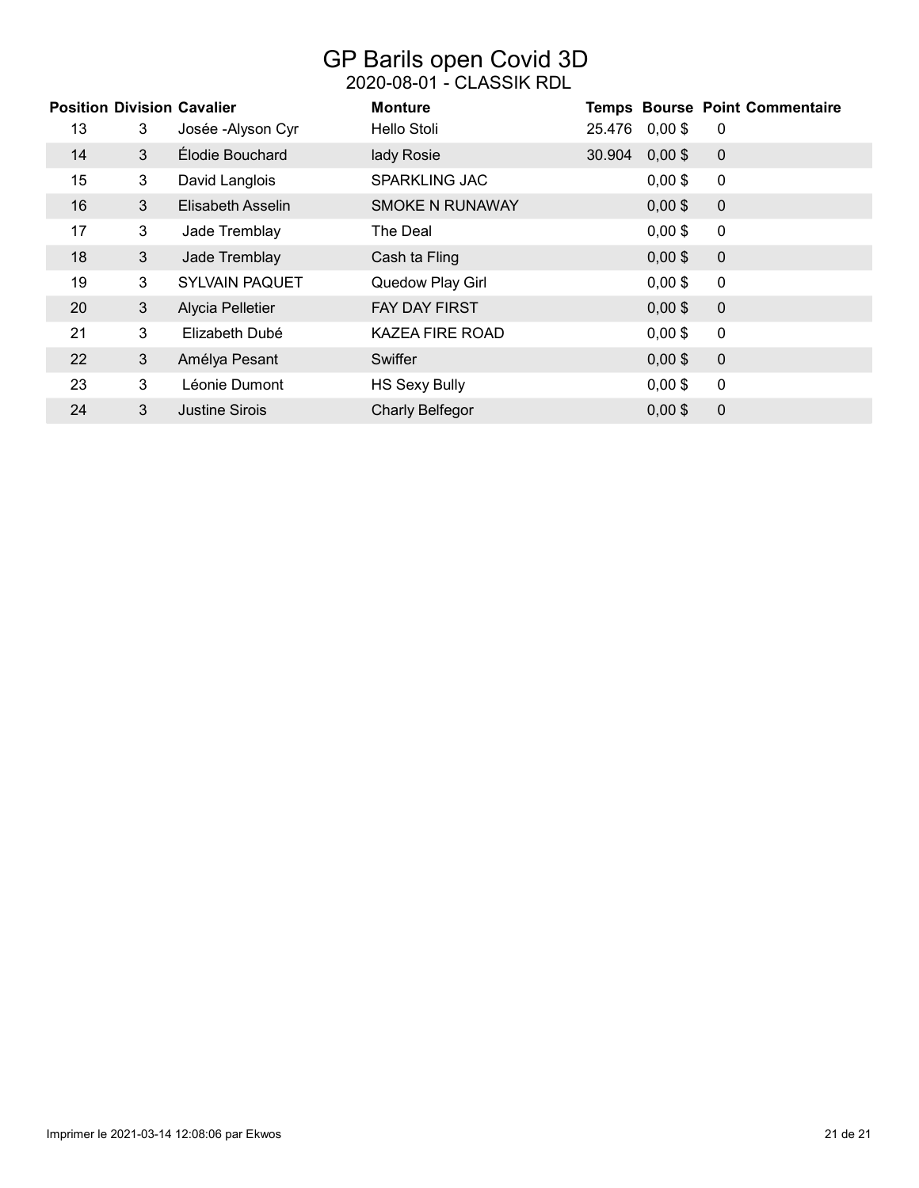# GP Barils open Covid 3D

2020-08-01 - CLASSIK RDL

| Position | Division | Cavalier | Monture | Temps | Bourse | Point | Commentaire |
|---|---|---|---|---|---|---|---|
| 13 | 3 | Josée -Alyson Cyr | Hello Stoli | 25.476 | 0,00 $ | 0 | |
| 14 | 3 | Élodie Bouchard | lady Rosie | 30.904 | 0,00 $ | 0 | |
| 15 | 3 | David Langlois | SPARKLING JAC | | 0,00 $ | 0 | |
| 16 | 3 | Elisabeth Asselin | SMOKE N RUNAWAY | | 0,00 $ | 0 | |
| 17 | 3 | Jade Tremblay | The Deal | | 0,00 $ | 0 | |
| 18 | 3 | Jade Tremblay | Cash ta Fling | | 0,00 $ | 0 | |
| 19 | 3 | SYLVAIN PAQUET | Quedow Play Girl | | 0,00 $ | 0 | |
| 20 | 3 | Alycia Pelletier | FAY DAY FIRST | | 0,00 $ | 0 | |
| 21 | 3 | Elizabeth Dubé | KAZEA FIRE ROAD | | 0,00 $ | 0 | |
| 22 | 3 | Amélya Pesant | Swiffer | | 0,00 $ | 0 | |
| 23 | 3 | Léonie Dumont | HS Sexy Bully | | 0,00 $ | 0 | |
| 24 | 3 | Justine Sirois | Charly Belfegor | | 0,00 $ | 0 | |

Imprimer le 2021-03-14 12:08:06 par Ekwos